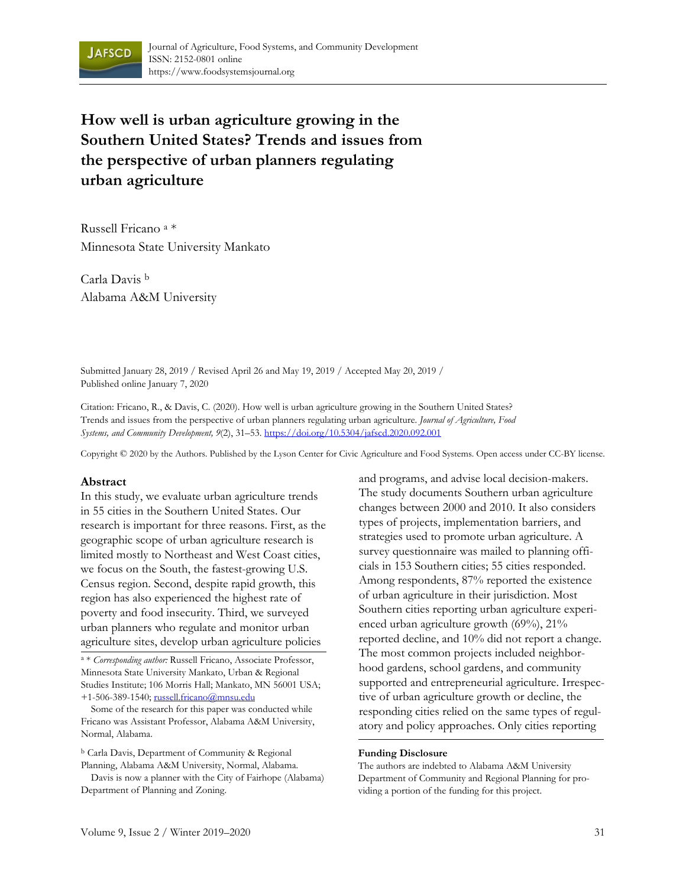# How well is urban agriculture growing in the Southern United States? Trends and issues from the perspective of urban planners regulating urban agriculture

Russell Fricano [a] *
Minnesota State University Mankato

Carla Davis [b]
Alabama A&M University

Submitted January 28, 2019 / Revised April 26 and May 19, 2019 / Accepted May 20, 2019 / Published online January 7, 2020

Citation: Fricano, R., & Davis, C. (2020). How well is urban agriculture growing in the Southern United States? Trends and issues from the perspective of urban planners regulating urban agriculture. *Journal of Agriculture, Food Systems, and Community Development, 9*(2), 31–53. https://doi.org/10.5304/jafscd.2020.092.001

Copyright © 2020 by the Authors. Published by the Lyson Center for Civic Agriculture and Food Systems. Open access under CC-BY license.

## Abstract

In this study, we evaluate urban agriculture trends in 55 cities in the Southern United States. Our research is important for three reasons. First, as the geographic scope of urban agriculture research is limited mostly to Northeast and West Coast cities, we focus on the South, the fastest-growing U.S. Census region. Second, despite rapid growth, this region has also experienced the highest rate of poverty and food insecurity. Third, we surveyed urban planners who regulate and monitor urban agriculture sites, develop urban agriculture policies and programs, and advise local decision-makers. The study documents Southern urban agriculture changes between 2000 and 2010. It also considers types of projects, implementation barriers, and strategies used to promote urban agriculture. A survey questionnaire was mailed to planning officials in 153 Southern cities; 55 cities responded. Among respondents, 87% reported the existence of urban agriculture in their jurisdiction. Most Southern cities reporting urban agriculture experienced urban agriculture growth (69%), 21% reported decline, and 10% did not report a change. The most common projects included neighborhood gardens, school gardens, and community supported and entrepreneurial agriculture. Irrespective of urban agriculture growth or decline, the responding cities relied on the same types of regulatory and policy approaches. Only cities reporting

[a] * *Corresponding author:* Russell Fricano, Associate Professor, Minnesota State University Mankato, Urban & Regional Studies Institute; 106 Morris Hall; Mankato, MN 56001 USA; +1-506-389-1540; russell.fricano@mnsu.edu

Some of the research for this paper was conducted while Fricano was Assistant Professor, Alabama A&M University, Normal, Alabama.

[b] Carla Davis, Department of Community & Regional Planning, Alabama A&M University, Normal, Alabama.

Davis is now a planner with the City of Fairhope (Alabama) Department of Planning and Zoning.

**Funding Disclosure**

The authors are indebted to Alabama A&M University Department of Community and Regional Planning for providing a portion of the funding for this project.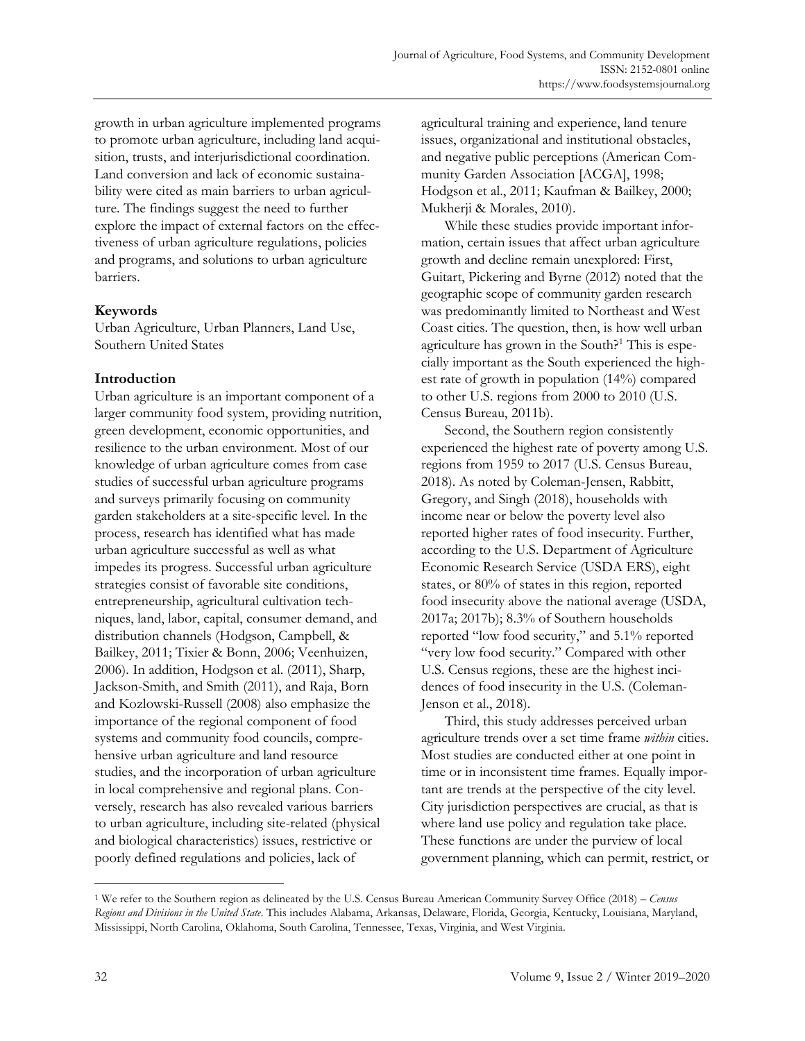growth in urban agriculture implemented programs to promote urban agriculture, including land acquisition, trusts, and interjurisdictional coordination. Land conversion and lack of economic sustainability were cited as main barriers to urban agriculture. The findings suggest the need to further explore the impact of external factors on the effectiveness of urban agriculture regulations, policies and programs, and solutions to urban agriculture barriers.

## Keywords

Urban Agriculture, Urban Planners, Land Use, Southern United States

## Introduction

Urban agriculture is an important component of a larger community food system, providing nutrition, green development, economic opportunities, and resilience to the urban environment. Most of our knowledge of urban agriculture comes from case studies of successful urban agriculture programs and surveys primarily focusing on community garden stakeholders at a site-specific level. In the process, research has identified what has made urban agriculture successful as well as what impedes its progress. Successful urban agriculture strategies consist of favorable site conditions, entrepreneurship, agricultural cultivation techniques, land, labor, capital, consumer demand, and distribution channels (Hodgson, Campbell, & Bailkey, 2011; Tixier & Bonn, 2006; Veenhuizen, 2006). In addition, Hodgson et al. (2011), Sharp, Jackson-Smith, and Smith (2011), and Raja, Born and Kozlowski-Russell (2008) also emphasize the importance of the regional component of food systems and community food councils, comprehensive urban agriculture and land resource studies, and the incorporation of urban agriculture in local comprehensive and regional plans. Conversely, research has also revealed various barriers to urban agriculture, including site-related (physical and biological characteristics) issues, restrictive or poorly defined regulations and policies, lack of agricultural training and experience, land tenure issues, organizational and institutional obstacles, and negative public perceptions (American Community Garden Association [ACGA], 1998; Hodgson et al., 2011; Kaufman & Bailkey, 2000; Mukherji & Morales, 2010).

While these studies provide important information, certain issues that affect urban agriculture growth and decline remain unexplored: First, Guitart, Pickering and Byrne (2012) noted that the geographic scope of community garden research was predominantly limited to Northeast and West Coast cities. The question, then, is how well urban agriculture has grown in the South?[1] This is especially important as the South experienced the highest rate of growth in population (14%) compared to other U.S. regions from 2000 to 2010 (U.S. Census Bureau, 2011b).

Second, the Southern region consistently experienced the highest rate of poverty among U.S. regions from 1959 to 2017 (U.S. Census Bureau, 2018). As noted by Coleman-Jensen, Rabbitt, Gregory, and Singh (2018), households with income near or below the poverty level also reported higher rates of food insecurity. Further, according to the U.S. Department of Agriculture Economic Research Service (USDA ERS), eight states, or 80% of states in this region, reported food insecurity above the national average (USDA, 2017a; 2017b); 8.3% of Southern households reported "low food security," and 5.1% reported "very low food security." Compared with other U.S. Census regions, these are the highest incidences of food insecurity in the U.S. (Coleman-Jenson et al., 2018).

Third, this study addresses perceived urban agriculture trends over a set time frame *within* cities. Most studies are conducted either at one point in time or in inconsistent time frames. Equally important are trends at the perspective of the city level. City jurisdiction perspectives are crucial, as that is where land use policy and regulation take place. These functions are under the purview of local government planning, which can permit, restrict, or

[1] We refer to the Southern region as delineated by the U.S. Census Bureau American Community Survey Office (2018) – *Census Regions and Divisions in the United State*. This includes Alabama, Arkansas, Delaware, Florida, Georgia, Kentucky, Louisiana, Maryland, Mississippi, North Carolina, Oklahoma, South Carolina, Tennessee, Texas, Virginia, and West Virginia.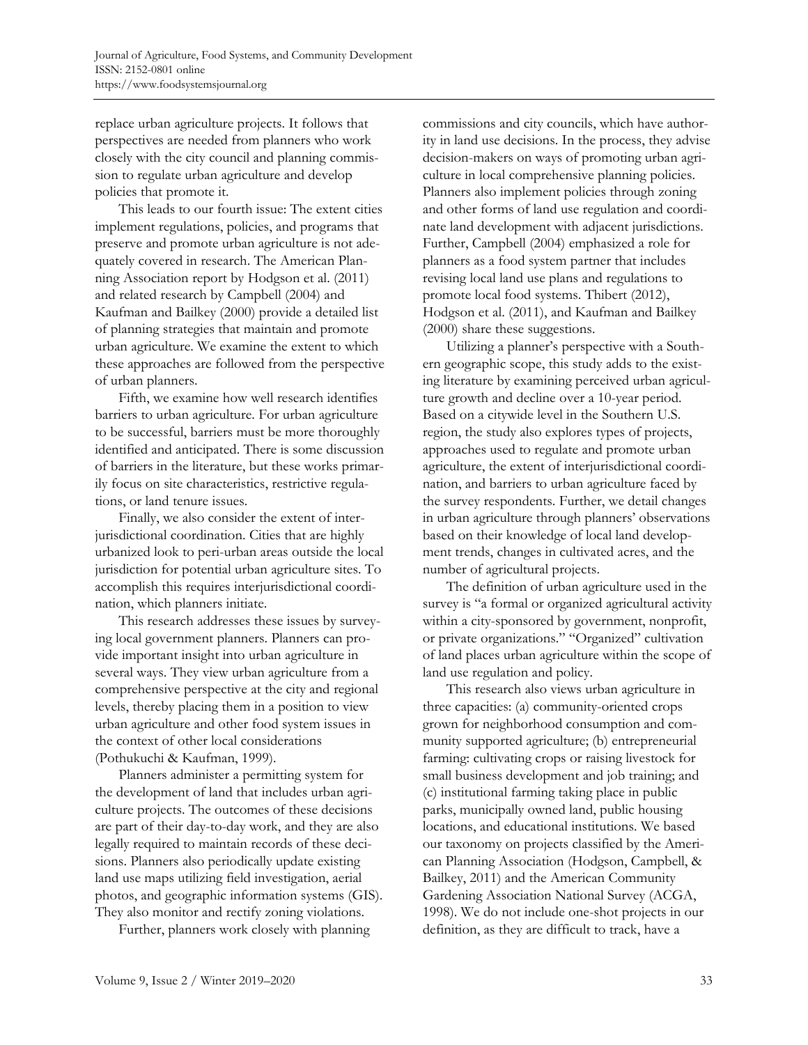replace urban agriculture projects. It follows that perspectives are needed from planners who work closely with the city council and planning commission to regulate urban agriculture and develop policies that promote it.

This leads to our fourth issue: The extent cities implement regulations, policies, and programs that preserve and promote urban agriculture is not adequately covered in research. The American Planning Association report by Hodgson et al. (2011) and related research by Campbell (2004) and Kaufman and Bailkey (2000) provide a detailed list of planning strategies that maintain and promote urban agriculture. We examine the extent to which these approaches are followed from the perspective of urban planners.

Fifth, we examine how well research identifies barriers to urban agriculture. For urban agriculture to be successful, barriers must be more thoroughly identified and anticipated. There is some discussion of barriers in the literature, but these works primarily focus on site characteristics, restrictive regulations, or land tenure issues.

Finally, we also consider the extent of interjurisdictional coordination. Cities that are highly urbanized look to peri-urban areas outside the local jurisdiction for potential urban agriculture sites. To accomplish this requires interjurisdictional coordination, which planners initiate.

This research addresses these issues by surveying local government planners. Planners can provide important insight into urban agriculture in several ways. They view urban agriculture from a comprehensive perspective at the city and regional levels, thereby placing them in a position to view urban agriculture and other food system issues in the context of other local considerations (Pothukuchi & Kaufman, 1999).

Planners administer a permitting system for the development of land that includes urban agriculture projects. The outcomes of these decisions are part of their day-to-day work, and they are also legally required to maintain records of these decisions. Planners also periodically update existing land use maps utilizing field investigation, aerial photos, and geographic information systems (GIS). They also monitor and rectify zoning violations.

Further, planners work closely with planning commissions and city councils, which have authority in land use decisions. In the process, they advise decision-makers on ways of promoting urban agriculture in local comprehensive planning policies. Planners also implement policies through zoning and other forms of land use regulation and coordinate land development with adjacent jurisdictions. Further, Campbell (2004) emphasized a role for planners as a food system partner that includes revising local land use plans and regulations to promote local food systems. Thibert (2012), Hodgson et al. (2011), and Kaufman and Bailkey (2000) share these suggestions.

Utilizing a planner's perspective with a Southern geographic scope, this study adds to the existing literature by examining perceived urban agriculture growth and decline over a 10-year period. Based on a citywide level in the Southern U.S. region, the study also explores types of projects, approaches used to regulate and promote urban agriculture, the extent of interjurisdictional coordination, and barriers to urban agriculture faced by the survey respondents. Further, we detail changes in urban agriculture through planners' observations based on their knowledge of local land development trends, changes in cultivated acres, and the number of agricultural projects.

The definition of urban agriculture used in the survey is "a formal or organized agricultural activity within a city-sponsored by government, nonprofit, or private organizations." "Organized" cultivation of land places urban agriculture within the scope of land use regulation and policy.

This research also views urban agriculture in three capacities: (a) community-oriented crops grown for neighborhood consumption and community supported agriculture; (b) entrepreneurial farming: cultivating crops or raising livestock for small business development and job training; and (c) institutional farming taking place in public parks, municipally owned land, public housing locations, and educational institutions. We based our taxonomy on projects classified by the American Planning Association (Hodgson, Campbell, & Bailkey, 2011) and the American Community Gardening Association National Survey (ACGA, 1998). We do not include one-shot projects in our definition, as they are difficult to track, have a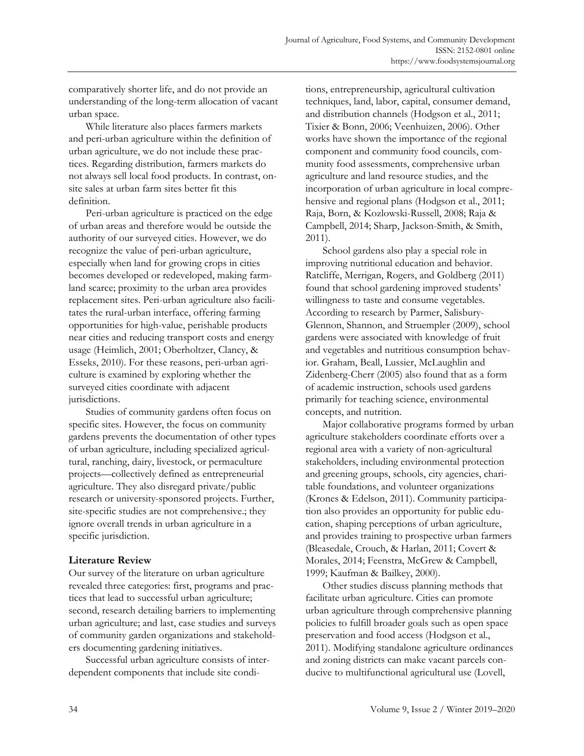comparatively shorter life, and do not provide an understanding of the long-term allocation of vacant urban space.

While literature also places farmers markets and peri-urban agriculture within the definition of urban agriculture, we do not include these practices. Regarding distribution, farmers markets do not always sell local food products. In contrast, onsite sales at urban farm sites better fit this definition.

Peri-urban agriculture is practiced on the edge of urban areas and therefore would be outside the authority of our surveyed cities. However, we do recognize the value of peri-urban agriculture, especially when land for growing crops in cities becomes developed or redeveloped, making farmland scarce; proximity to the urban area provides replacement sites. Peri-urban agriculture also facilitates the rural-urban interface, offering farming opportunities for high-value, perishable products near cities and reducing transport costs and energy usage (Heimlich, 2001; Oberholtzer, Clancy, & Esseks, 2010). For these reasons, peri-urban agriculture is examined by exploring whether the surveyed cities coordinate with adjacent jurisdictions.

Studies of community gardens often focus on specific sites. However, the focus on community gardens prevents the documentation of other types of urban agriculture, including specialized agricultural, ranching, dairy, livestock, or permaculture projects—collectively defined as entrepreneurial agriculture. They also disregard private/public research or university-sponsored projects. Further, site-specific studies are not comprehensive.; they ignore overall trends in urban agriculture in a specific jurisdiction.

## Literature Review

Our survey of the literature on urban agriculture revealed three categories: first, programs and practices that lead to successful urban agriculture; second, research detailing barriers to implementing urban agriculture; and last, case studies and surveys of community garden organizations and stakeholders documenting gardening initiatives.

Successful urban agriculture consists of interdependent components that include site conditions, entrepreneurship, agricultural cultivation techniques, land, labor, capital, consumer demand, and distribution channels (Hodgson et al., 2011; Tixier & Bonn, 2006; Veenhuizen, 2006). Other works have shown the importance of the regional component and community food councils, community food assessments, comprehensive urban agriculture and land resource studies, and the incorporation of urban agriculture in local comprehensive and regional plans (Hodgson et al., 2011; Raja, Born, & Kozlowski-Russell, 2008; Raja & Campbell, 2014; Sharp, Jackson-Smith, & Smith, 2011).

School gardens also play a special role in improving nutritional education and behavior. Ratcliffe, Merrigan, Rogers, and Goldberg (2011) found that school gardening improved students' willingness to taste and consume vegetables. According to research by Parmer, Salisbury-Glennon, Shannon, and Struempler (2009), school gardens were associated with knowledge of fruit and vegetables and nutritious consumption behavior. Graham, Beall, Lussier, McLaughlin and Zidenberg-Cherr (2005) also found that as a form of academic instruction, schools used gardens primarily for teaching science, environmental concepts, and nutrition.

Major collaborative programs formed by urban agriculture stakeholders coordinate efforts over a regional area with a variety of non-agricultural stakeholders, including environmental protection and greening groups, schools, city agencies, charitable foundations, and volunteer organizations (Krones & Edelson, 2011). Community participation also provides an opportunity for public education, shaping perceptions of urban agriculture, and provides training to prospective urban farmers (Bleasedale, Crouch, & Harlan, 2011; Covert & Morales, 2014; Feenstra, McGrew & Campbell, 1999; Kaufman & Bailkey, 2000).

Other studies discuss planning methods that facilitate urban agriculture. Cities can promote urban agriculture through comprehensive planning policies to fulfill broader goals such as open space preservation and food access (Hodgson et al., 2011). Modifying standalone agriculture ordinances and zoning districts can make vacant parcels conducive to multifunctional agricultural use (Lovell,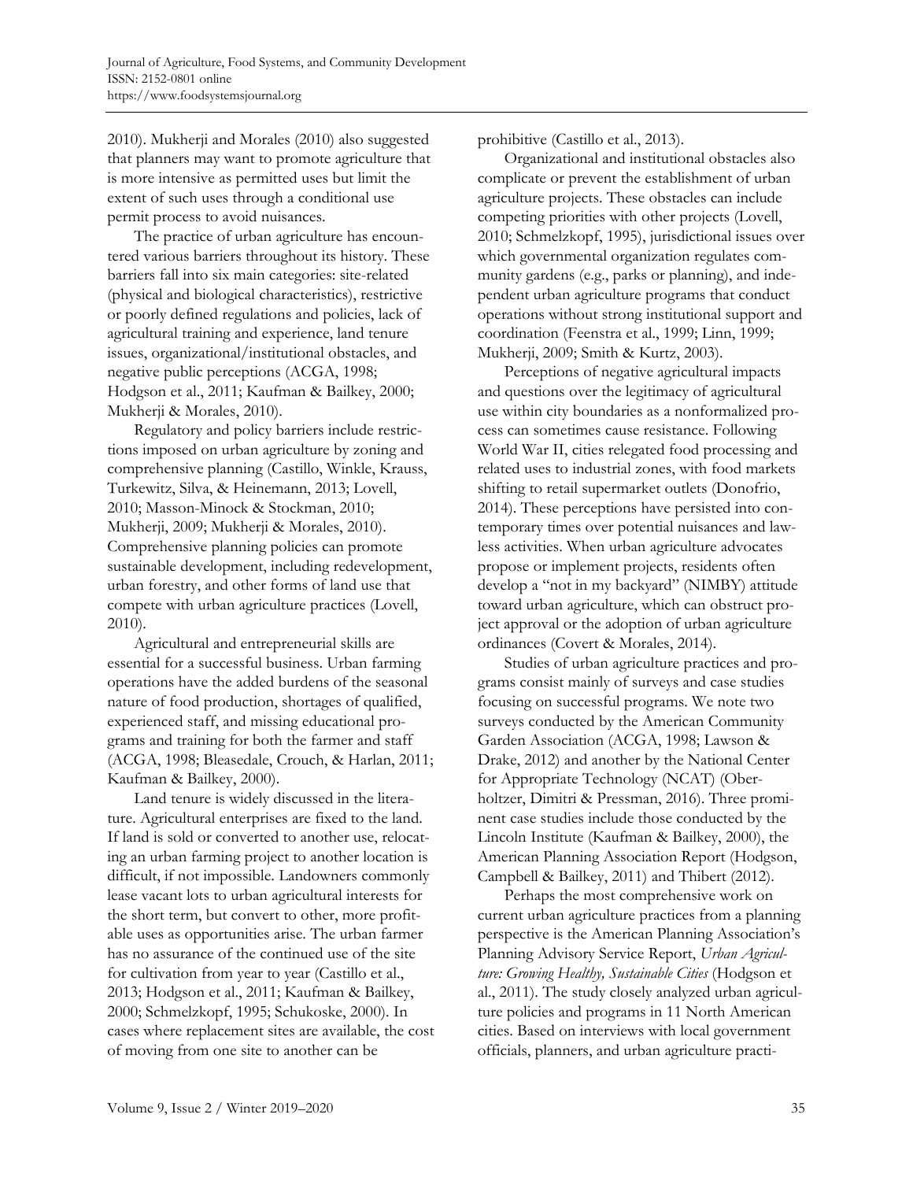2010). Mukherji and Morales (2010) also suggested that planners may want to promote agriculture that is more intensive as permitted uses but limit the extent of such uses through a conditional use permit process to avoid nuisances.

The practice of urban agriculture has encountered various barriers throughout its history. These barriers fall into six main categories: site-related (physical and biological characteristics), restrictive or poorly defined regulations and policies, lack of agricultural training and experience, land tenure issues, organizational/institutional obstacles, and negative public perceptions (ACGA, 1998; Hodgson et al., 2011; Kaufman & Bailkey, 2000; Mukherji & Morales, 2010).

Regulatory and policy barriers include restrictions imposed on urban agriculture by zoning and comprehensive planning (Castillo, Winkle, Krauss, Turkewitz, Silva, & Heinemann, 2013; Lovell, 2010; Masson-Minock & Stockman, 2010; Mukherji, 2009; Mukherji & Morales, 2010). Comprehensive planning policies can promote sustainable development, including redevelopment, urban forestry, and other forms of land use that compete with urban agriculture practices (Lovell, 2010).

Agricultural and entrepreneurial skills are essential for a successful business. Urban farming operations have the added burdens of the seasonal nature of food production, shortages of qualified, experienced staff, and missing educational programs and training for both the farmer and staff (ACGA, 1998; Bleasedale, Crouch, & Harlan, 2011; Kaufman & Bailkey, 2000).

Land tenure is widely discussed in the literature. Agricultural enterprises are fixed to the land. If land is sold or converted to another use, relocating an urban farming project to another location is difficult, if not impossible. Landowners commonly lease vacant lots to urban agricultural interests for the short term, but convert to other, more profitable uses as opportunities arise. The urban farmer has no assurance of the continued use of the site for cultivation from year to year (Castillo et al., 2013; Hodgson et al., 2011; Kaufman & Bailkey, 2000; Schmelzkopf, 1995; Schukoske, 2000). In cases where replacement sites are available, the cost of moving from one site to another can be prohibitive (Castillo et al., 2013).

Organizational and institutional obstacles also complicate or prevent the establishment of urban agriculture projects. These obstacles can include competing priorities with other projects (Lovell, 2010; Schmelzkopf, 1995), jurisdictional issues over which governmental organization regulates community gardens (e.g., parks or planning), and independent urban agriculture programs that conduct operations without strong institutional support and coordination (Feenstra et al., 1999; Linn, 1999; Mukherji, 2009; Smith & Kurtz, 2003).

Perceptions of negative agricultural impacts and questions over the legitimacy of agricultural use within city boundaries as a nonformalized process can sometimes cause resistance. Following World War II, cities relegated food processing and related uses to industrial zones, with food markets shifting to retail supermarket outlets (Donofrio, 2014). These perceptions have persisted into contemporary times over potential nuisances and lawless activities. When urban agriculture advocates propose or implement projects, residents often develop a "not in my backyard" (NIMBY) attitude toward urban agriculture, which can obstruct project approval or the adoption of urban agriculture ordinances (Covert & Morales, 2014).

Studies of urban agriculture practices and programs consist mainly of surveys and case studies focusing on successful programs. We note two surveys conducted by the American Community Garden Association (ACGA, 1998; Lawson & Drake, 2012) and another by the National Center for Appropriate Technology (NCAT) (Oberholtzer, Dimitri & Pressman, 2016). Three prominent case studies include those conducted by the Lincoln Institute (Kaufman & Bailkey, 2000), the American Planning Association Report (Hodgson, Campbell & Bailkey, 2011) and Thibert (2012).

Perhaps the most comprehensive work on current urban agriculture practices from a planning perspective is the American Planning Association's Planning Advisory Service Report, *Urban Agriculture: Growing Healthy, Sustainable Cities* (Hodgson et al., 2011). The study closely analyzed urban agriculture policies and programs in 11 North American cities. Based on interviews with local government officials, planners, and urban agriculture practi-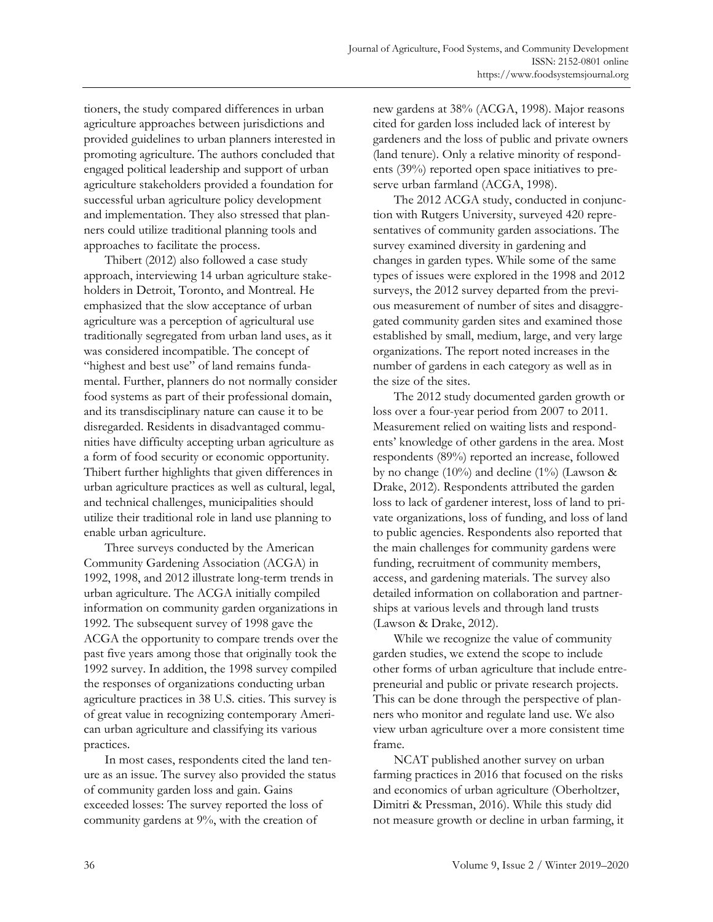tioners, the study compared differences in urban agriculture approaches between jurisdictions and provided guidelines to urban planners interested in promoting agriculture. The authors concluded that engaged political leadership and support of urban agriculture stakeholders provided a foundation for successful urban agriculture policy development and implementation. They also stressed that planners could utilize traditional planning tools and approaches to facilitate the process.

Thibert (2012) also followed a case study approach, interviewing 14 urban agriculture stakeholders in Detroit, Toronto, and Montreal. He emphasized that the slow acceptance of urban agriculture was a perception of agricultural use traditionally segregated from urban land uses, as it was considered incompatible. The concept of "highest and best use" of land remains fundamental. Further, planners do not normally consider food systems as part of their professional domain, and its transdisciplinary nature can cause it to be disregarded. Residents in disadvantaged communities have difficulty accepting urban agriculture as a form of food security or economic opportunity. Thibert further highlights that given differences in urban agriculture practices as well as cultural, legal, and technical challenges, municipalities should utilize their traditional role in land use planning to enable urban agriculture.

Three surveys conducted by the American Community Gardening Association (ACGA) in 1992, 1998, and 2012 illustrate long-term trends in urban agriculture. The ACGA initially compiled information on community garden organizations in 1992. The subsequent survey of 1998 gave the ACGA the opportunity to compare trends over the past five years among those that originally took the 1992 survey. In addition, the 1998 survey compiled the responses of organizations conducting urban agriculture practices in 38 U.S. cities. This survey is of great value in recognizing contemporary American urban agriculture and classifying its various practices.

In most cases, respondents cited the land tenure as an issue. The survey also provided the status of community garden loss and gain. Gains exceeded losses: The survey reported the loss of community gardens at 9%, with the creation of new gardens at 38% (ACGA, 1998). Major reasons cited for garden loss included lack of interest by gardeners and the loss of public and private owners (land tenure). Only a relative minority of respondents (39%) reported open space initiatives to preserve urban farmland (ACGA, 1998).

The 2012 ACGA study, conducted in conjunction with Rutgers University, surveyed 420 representatives of community garden associations. The survey examined diversity in gardening and changes in garden types. While some of the same types of issues were explored in the 1998 and 2012 surveys, the 2012 survey departed from the previous measurement of number of sites and disaggregated community garden sites and examined those established by small, medium, large, and very large organizations. The report noted increases in the number of gardens in each category as well as in the size of the sites.

The 2012 study documented garden growth or loss over a four-year period from 2007 to 2011. Measurement relied on waiting lists and respondents' knowledge of other gardens in the area. Most respondents (89%) reported an increase, followed by no change (10%) and decline (1%) (Lawson & Drake, 2012). Respondents attributed the garden loss to lack of gardener interest, loss of land to private organizations, loss of funding, and loss of land to public agencies. Respondents also reported that the main challenges for community gardens were funding, recruitment of community members, access, and gardening materials. The survey also detailed information on collaboration and partnerships at various levels and through land trusts (Lawson & Drake, 2012).

While we recognize the value of community garden studies, we extend the scope to include other forms of urban agriculture that include entrepreneurial and public or private research projects. This can be done through the perspective of planners who monitor and regulate land use. We also view urban agriculture over a more consistent time frame.

NCAT published another survey on urban farming practices in 2016 that focused on the risks and economics of urban agriculture (Oberholtzer, Dimitri & Pressman, 2016). While this study did not measure growth or decline in urban farming, it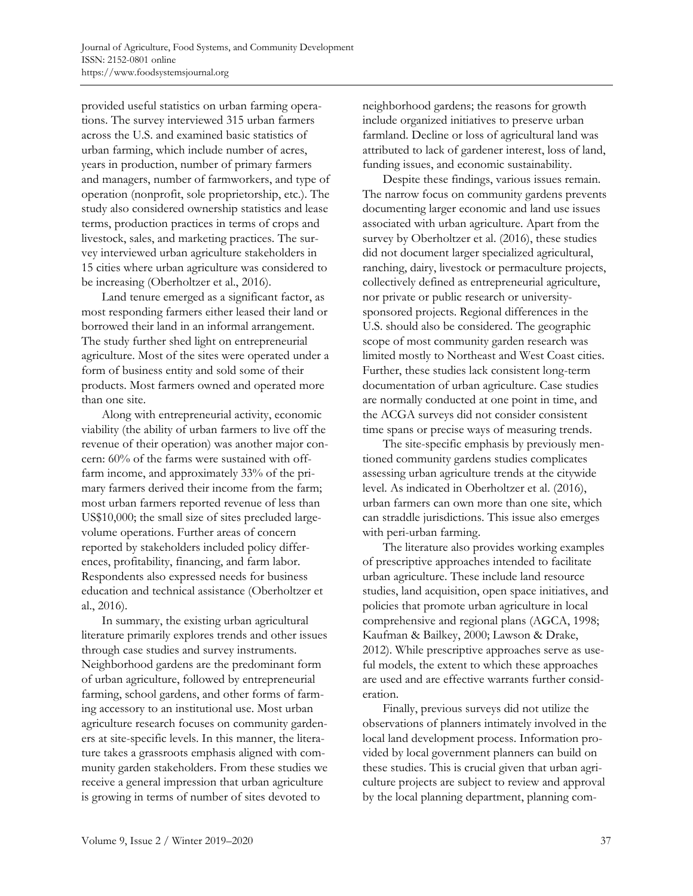provided useful statistics on urban farming operations. The survey interviewed 315 urban farmers across the U.S. and examined basic statistics of urban farming, which include number of acres, years in production, number of primary farmers and managers, number of farmworkers, and type of operation (nonprofit, sole proprietorship, etc.). The study also considered ownership statistics and lease terms, production practices in terms of crops and livestock, sales, and marketing practices. The survey interviewed urban agriculture stakeholders in 15 cities where urban agriculture was considered to be increasing (Oberholtzer et al., 2016).

Land tenure emerged as a significant factor, as most responding farmers either leased their land or borrowed their land in an informal arrangement. The study further shed light on entrepreneurial agriculture. Most of the sites were operated under a form of business entity and sold some of their products. Most farmers owned and operated more than one site.

Along with entrepreneurial activity, economic viability (the ability of urban farmers to live off the revenue of their operation) was another major concern: 60% of the farms were sustained with off-farm income, and approximately 33% of the primary farmers derived their income from the farm; most urban farmers reported revenue of less than US$10,000; the small size of sites precluded large-volume operations. Further areas of concern reported by stakeholders included policy differences, profitability, financing, and farm labor. Respondents also expressed needs for business education and technical assistance (Oberholtzer et al., 2016).

In summary, the existing urban agricultural literature primarily explores trends and other issues through case studies and survey instruments. Neighborhood gardens are the predominant form of urban agriculture, followed by entrepreneurial farming, school gardens, and other forms of farming accessory to an institutional use. Most urban agriculture research focuses on community gardeners at site-specific levels. In this manner, the literature takes a grassroots emphasis aligned with community garden stakeholders. From these studies we receive a general impression that urban agriculture is growing in terms of number of sites devoted to neighborhood gardens; the reasons for growth include organized initiatives to preserve urban farmland. Decline or loss of agricultural land was attributed to lack of gardener interest, loss of land, funding issues, and economic sustainability.

Despite these findings, various issues remain. The narrow focus on community gardens prevents documenting larger economic and land use issues associated with urban agriculture. Apart from the survey by Oberholtzer et al. (2016), these studies did not document larger specialized agricultural, ranching, dairy, livestock or permaculture projects, collectively defined as entrepreneurial agriculture, nor private or public research or university-sponsored projects. Regional differences in the U.S. should also be considered. The geographic scope of most community garden research was limited mostly to Northeast and West Coast cities. Further, these studies lack consistent long-term documentation of urban agriculture. Case studies are normally conducted at one point in time, and the ACGA surveys did not consider consistent time spans or precise ways of measuring trends.

The site-specific emphasis by previously mentioned community gardens studies complicates assessing urban agriculture trends at the citywide level. As indicated in Oberholtzer et al. (2016), urban farmers can own more than one site, which can straddle jurisdictions. This issue also emerges with peri-urban farming.

The literature also provides working examples of prescriptive approaches intended to facilitate urban agriculture. These include land resource studies, land acquisition, open space initiatives, and policies that promote urban agriculture in local comprehensive and regional plans (AGCA, 1998; Kaufman & Bailkey, 2000; Lawson & Drake, 2012). While prescriptive approaches serve as useful models, the extent to which these approaches are used and are effective warrants further consideration.

Finally, previous surveys did not utilize the observations of planners intimately involved in the local land development process. Information provided by local government planners can build on these studies. This is crucial given that urban agriculture projects are subject to review and approval by the local planning department, planning com-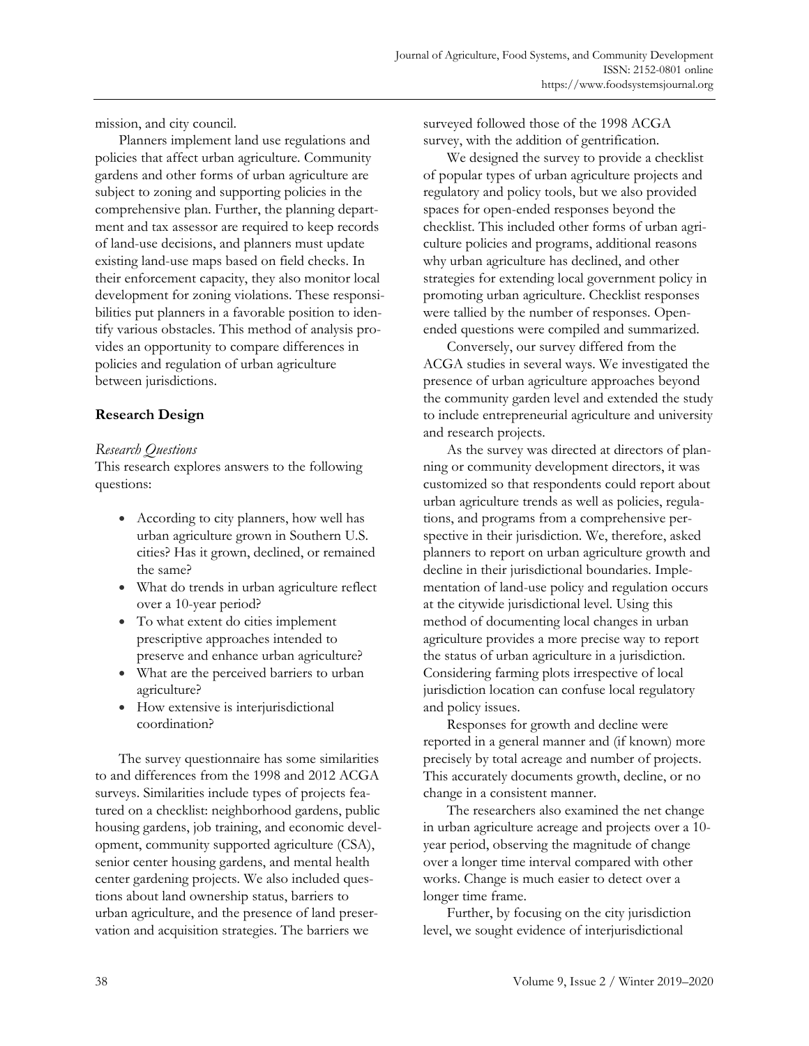mission, and city council.

Planners implement land use regulations and policies that affect urban agriculture. Community gardens and other forms of urban agriculture are subject to zoning and supporting policies in the comprehensive plan. Further, the planning department and tax assessor are required to keep records of land-use decisions, and planners must update existing land-use maps based on field checks. In their enforcement capacity, they also monitor local development for zoning violations. These responsibilities put planners in a favorable position to identify various obstacles. This method of analysis provides an opportunity to compare differences in policies and regulation of urban agriculture between jurisdictions.

## Research Design

### *Research Questions*

This research explores answers to the following questions:

- According to city planners, how well has urban agriculture grown in Southern U.S. cities? Has it grown, declined, or remained the same?
- What do trends in urban agriculture reflect over a 10-year period?
- To what extent do cities implement prescriptive approaches intended to preserve and enhance urban agriculture?
- What are the perceived barriers to urban agriculture?
- How extensive is interjurisdictional coordination?

The survey questionnaire has some similarities to and differences from the 1998 and 2012 ACGA surveys. Similarities include types of projects featured on a checklist: neighborhood gardens, public housing gardens, job training, and economic development, community supported agriculture (CSA), senior center housing gardens, and mental health center gardening projects. We also included questions about land ownership status, barriers to urban agriculture, and the presence of land preservation and acquisition strategies. The barriers we surveyed followed those of the 1998 ACGA survey, with the addition of gentrification.

We designed the survey to provide a checklist of popular types of urban agriculture projects and regulatory and policy tools, but we also provided spaces for open-ended responses beyond the checklist. This included other forms of urban agriculture policies and programs, additional reasons why urban agriculture has declined, and other strategies for extending local government policy in promoting urban agriculture. Checklist responses were tallied by the number of responses. Open-ended questions were compiled and summarized.

Conversely, our survey differed from the ACGA studies in several ways. We investigated the presence of urban agriculture approaches beyond the community garden level and extended the study to include entrepreneurial agriculture and university and research projects.

As the survey was directed at directors of planning or community development directors, it was customized so that respondents could report about urban agriculture trends as well as policies, regulations, and programs from a comprehensive perspective in their jurisdiction. We, therefore, asked planners to report on urban agriculture growth and decline in their jurisdictional boundaries. Implementation of land-use policy and regulation occurs at the citywide jurisdictional level. Using this method of documenting local changes in urban agriculture provides a more precise way to report the status of urban agriculture in a jurisdiction. Considering farming plots irrespective of local jurisdiction location can confuse local regulatory and policy issues.

Responses for growth and decline were reported in a general manner and (if known) more precisely by total acreage and number of projects. This accurately documents growth, decline, or no change in a consistent manner.

The researchers also examined the net change in urban agriculture acreage and projects over a 10-year period, observing the magnitude of change over a longer time interval compared with other works. Change is much easier to detect over a longer time frame.

Further, by focusing on the city jurisdiction level, we sought evidence of interjurisdictional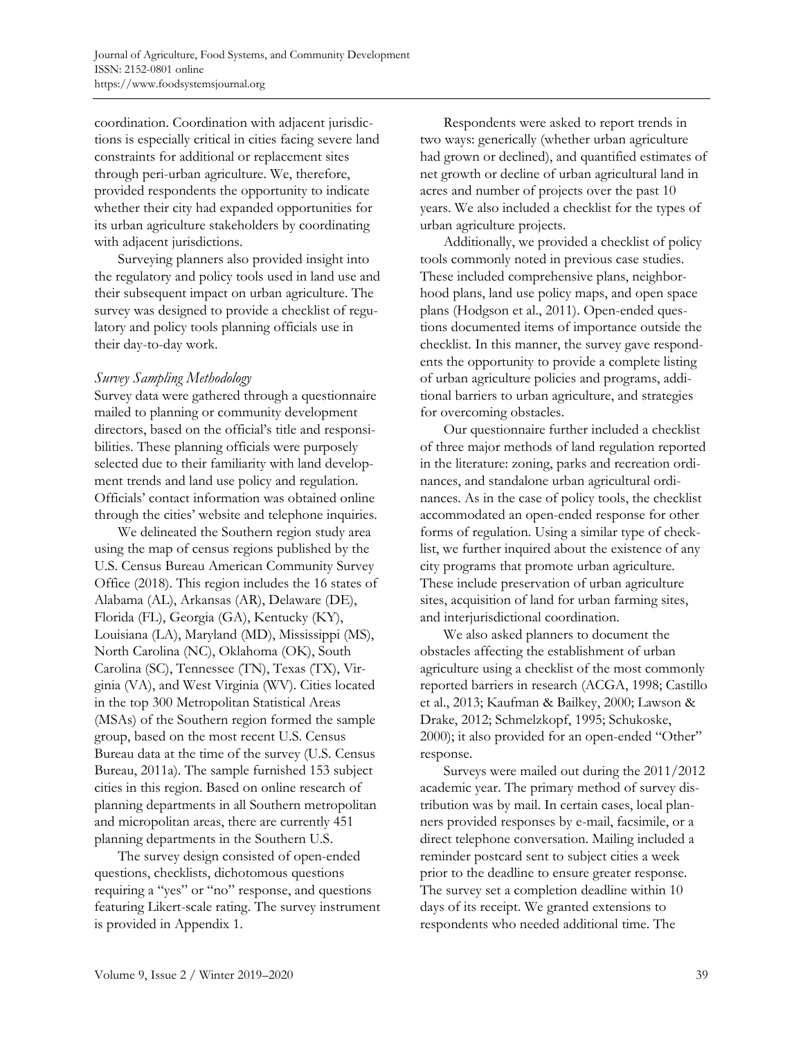coordination. Coordination with adjacent jurisdictions is especially critical in cities facing severe land constraints for additional or replacement sites through peri-urban agriculture. We, therefore, provided respondents the opportunity to indicate whether their city had expanded opportunities for its urban agriculture stakeholders by coordinating with adjacent jurisdictions.

Surveying planners also provided insight into the regulatory and policy tools used in land use and their subsequent impact on urban agriculture. The survey was designed to provide a checklist of regulatory and policy tools planning officials use in their day-to-day work.

*Survey Sampling Methodology*

Survey data were gathered through a questionnaire mailed to planning or community development directors, based on the official's title and responsibilities. These planning officials were purposely selected due to their familiarity with land development trends and land use policy and regulation. Officials' contact information was obtained online through the cities' website and telephone inquiries.

We delineated the Southern region study area using the map of census regions published by the U.S. Census Bureau American Community Survey Office (2018). This region includes the 16 states of Alabama (AL), Arkansas (AR), Delaware (DE), Florida (FL), Georgia (GA), Kentucky (KY), Louisiana (LA), Maryland (MD), Mississippi (MS), North Carolina (NC), Oklahoma (OK), South Carolina (SC), Tennessee (TN), Texas (TX), Virginia (VA), and West Virginia (WV). Cities located in the top 300 Metropolitan Statistical Areas (MSAs) of the Southern region formed the sample group, based on the most recent U.S. Census Bureau data at the time of the survey (U.S. Census Bureau, 2011a). The sample furnished 153 subject cities in this region. Based on online research of planning departments in all Southern metropolitan and micropolitan areas, there are currently 451 planning departments in the Southern U.S.

The survey design consisted of open-ended questions, checklists, dichotomous questions requiring a "yes" or "no" response, and questions featuring Likert-scale rating. The survey instrument is provided in Appendix 1.

Respondents were asked to report trends in two ways: generically (whether urban agriculture had grown or declined), and quantified estimates of net growth or decline of urban agricultural land in acres and number of projects over the past 10 years. We also included a checklist for the types of urban agriculture projects.

Additionally, we provided a checklist of policy tools commonly noted in previous case studies. These included comprehensive plans, neighborhood plans, land use policy maps, and open space plans (Hodgson et al., 2011). Open-ended questions documented items of importance outside the checklist. In this manner, the survey gave respondents the opportunity to provide a complete listing of urban agriculture policies and programs, additional barriers to urban agriculture, and strategies for overcoming obstacles.

Our questionnaire further included a checklist of three major methods of land regulation reported in the literature: zoning, parks and recreation ordinances, and standalone urban agricultural ordinances. As in the case of policy tools, the checklist accommodated an open-ended response for other forms of regulation. Using a similar type of checklist, we further inquired about the existence of any city programs that promote urban agriculture. These include preservation of urban agriculture sites, acquisition of land for urban farming sites, and interjurisdictional coordination.

We also asked planners to document the obstacles affecting the establishment of urban agriculture using a checklist of the most commonly reported barriers in research (ACGA, 1998; Castillo et al., 2013; Kaufman & Bailkey, 2000; Lawson & Drake, 2012; Schmelzkopf, 1995; Schukoske, 2000); it also provided for an open-ended "Other" response.

Surveys were mailed out during the 2011/2012 academic year. The primary method of survey distribution was by mail. In certain cases, local planners provided responses by e-mail, facsimile, or a direct telephone conversation. Mailing included a reminder postcard sent to subject cities a week prior to the deadline to ensure greater response. The survey set a completion deadline within 10 days of its receipt. We granted extensions to respondents who needed additional time. The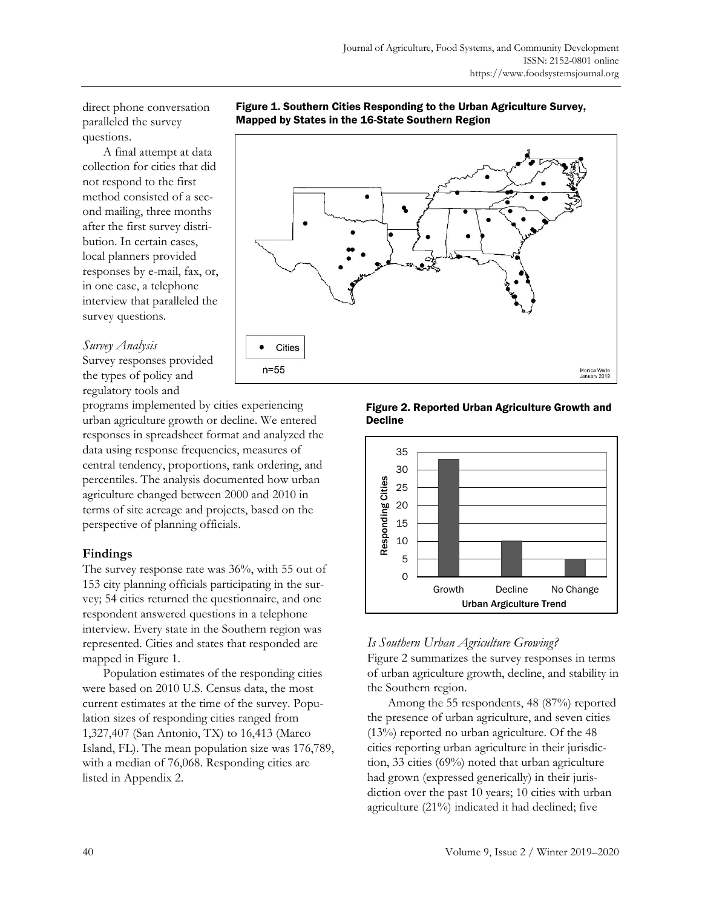direct phone conversation paralleled the survey questions.

A final attempt at data collection for cities that did not respond to the first method consisted of a second mailing, three months after the first survey distribution. In certain cases, local planners provided responses by e-mail, fax, or, in one case, a telephone interview that paralleled the survey questions.

**Figure 1. Southern Cities Responding to the Urban Agriculture Survey, Mapped by States in the 16-State Southern Region**

*Survey Analysis*

Survey responses provided the types of policy and regulatory tools and programs implemented by cities experiencing urban agriculture growth or decline. We entered responses in spreadsheet format and analyzed the data using response frequencies, measures of central tendency, proportions, rank ordering, and percentiles. The analysis documented how urban agriculture changed between 2000 and 2010 in terms of site acreage and projects, based on the perspective of planning officials.

## Findings

The survey response rate was 36%, with 55 out of 153 city planning officials participating in the survey; 54 cities returned the questionnaire, and one respondent answered questions in a telephone interview. Every state in the Southern region was represented. Cities and states that responded are mapped in Figure 1.

Population estimates of the responding cities were based on 2010 U.S. Census data, the most current estimates at the time of the survey. Population sizes of responding cities ranged from 1,327,407 (San Antonio, TX) to 16,413 (Marco Island, FL). The mean population size was 176,789, with a median of 76,068. Responding cities are listed in Appendix 2.

**Figure 2. Reported Urban Agriculture Growth and Decline**

*Is Southern Urban Agriculture Growing?*

Figure 2 summarizes the survey responses in terms of urban agriculture growth, decline, and stability in the Southern region.

Among the 55 respondents, 48 (87%) reported the presence of urban agriculture, and seven cities (13%) reported no urban agriculture. Of the 48 cities reporting urban agriculture in their jurisdiction, 33 cities (69%) noted that urban agriculture had grown (expressed generically) in their jurisdiction over the past 10 years; 10 cities with urban agriculture (21%) indicated it had declined; five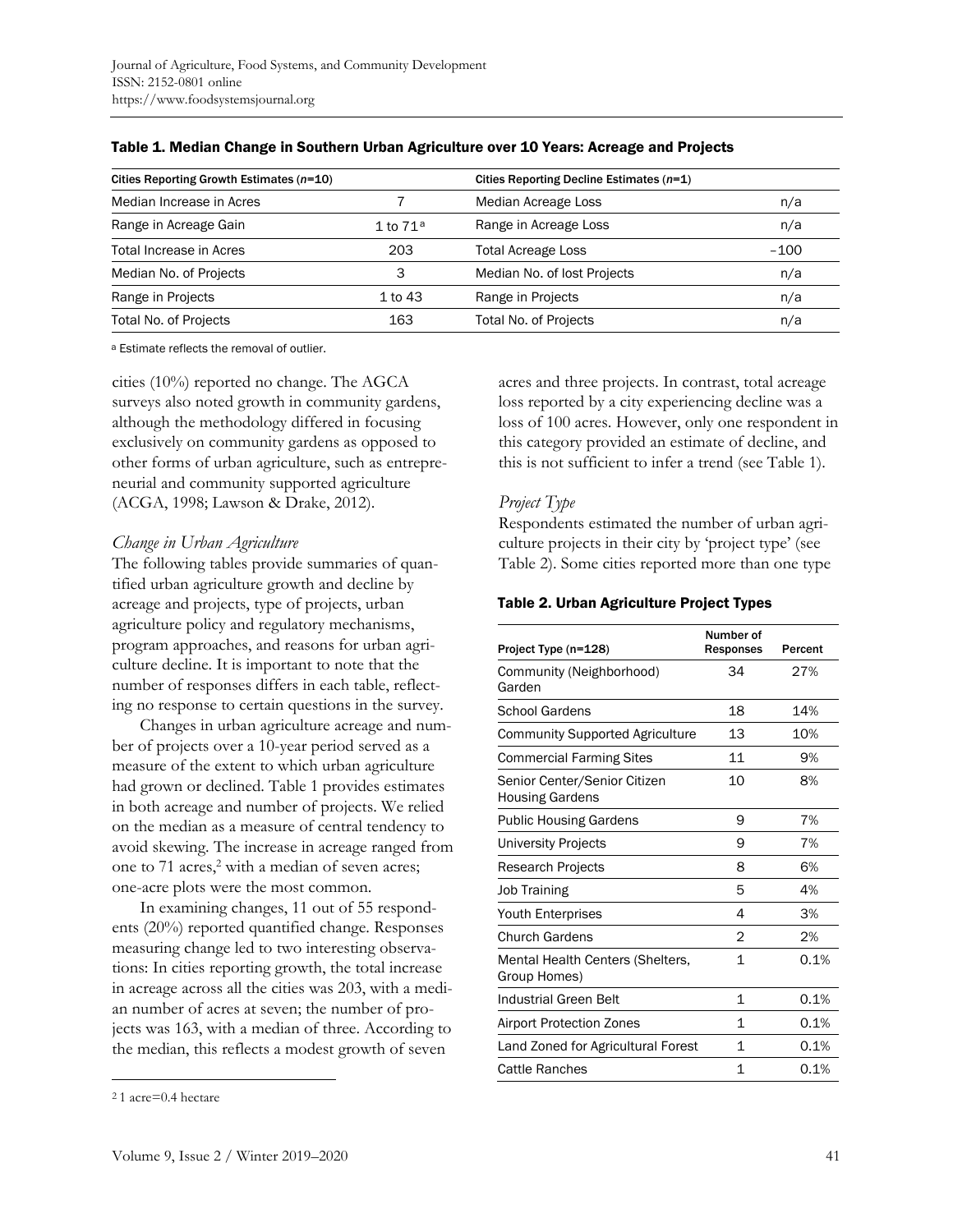**Table 1. Median Change in Southern Urban Agriculture over 10 Years: Acreage and Projects**

| Cities Reporting Growth Estimates (*n*=10) | | Cities Reporting Decline Estimates (*n*=1) | |
|---|---|---|---|
| Median Increase in Acres | 7 | Median Acreage Loss | n/a |
| Range in Acreage Gain | 1 to 71[a] | Range in Acreage Loss | n/a |
| Total Increase in Acres | 203 | Total Acreage Loss | –100 |
| Median No. of Projects | 3 | Median No. of lost Projects | n/a |
| Range in Projects | 1 to 43 | Range in Projects | n/a |
| Total No. of Projects | 163 | Total No. of Projects | n/a |

[a] Estimate reflects the removal of outlier.

cities (10%) reported no change. The AGCA surveys also noted growth in community gardens, although the methodology differed in focusing exclusively on community gardens as opposed to other forms of urban agriculture, such as entrepreneurial and community supported agriculture (ACGA, 1998; Lawson & Drake, 2012).

### *Change in Urban Agriculture*

The following tables provide summaries of quantified urban agriculture growth and decline by acreage and projects, type of projects, urban agriculture policy and regulatory mechanisms, program approaches, and reasons for urban agriculture decline. It is important to note that the number of responses differs in each table, reflecting no response to certain questions in the survey.

Changes in urban agriculture acreage and number of projects over a 10-year period served as a measure of the extent to which urban agriculture had grown or declined. Table 1 provides estimates in both acreage and number of projects. We relied on the median as a measure of central tendency to avoid skewing. The increase in acreage ranged from one to 71 acres,[2] with a median of seven acres; one-acre plots were the most common.

In examining changes, 11 out of 55 respondents (20%) reported quantified change. Responses measuring change led to two interesting observations: In cities reporting growth, the total increase in acreage across all the cities was 203, with a median number of acres at seven; the number of projects was 163, with a median of three. According to the median, this reflects a modest growth of seven acres and three projects. In contrast, total acreage loss reported by a city experiencing decline was a loss of 100 acres. However, only one respondent in this category provided an estimate of decline, and this is not sufficient to infer a trend (see Table 1).

### *Project Type*

Respondents estimated the number of urban agriculture projects in their city by 'project type' (see Table 2). Some cities reported more than one type

**Table 2. Urban Agriculture Project Types**

| Project Type (n=128) | Number of Responses | Percent |
|---|---|---|
| Community (Neighborhood) Garden | 34 | 27% |
| School Gardens | 18 | 14% |
| Community Supported Agriculture | 13 | 10% |
| Commercial Farming Sites | 11 | 9% |
| Senior Center/Senior Citizen Housing Gardens | 10 | 8% |
| Public Housing Gardens | 9 | 7% |
| University Projects | 9 | 7% |
| Research Projects | 8 | 6% |
| Job Training | 5 | 4% |
| Youth Enterprises | 4 | 3% |
| Church Gardens | 2 | 2% |
| Mental Health Centers (Shelters, Group Homes) | 1 | 0.1% |
| Industrial Green Belt | 1 | 0.1% |
| Airport Protection Zones | 1 | 0.1% |
| Land Zoned for Agricultural Forest | 1 | 0.1% |
| Cattle Ranches | 1 | 0.1% |

[2] 1 acre=0.4 hectare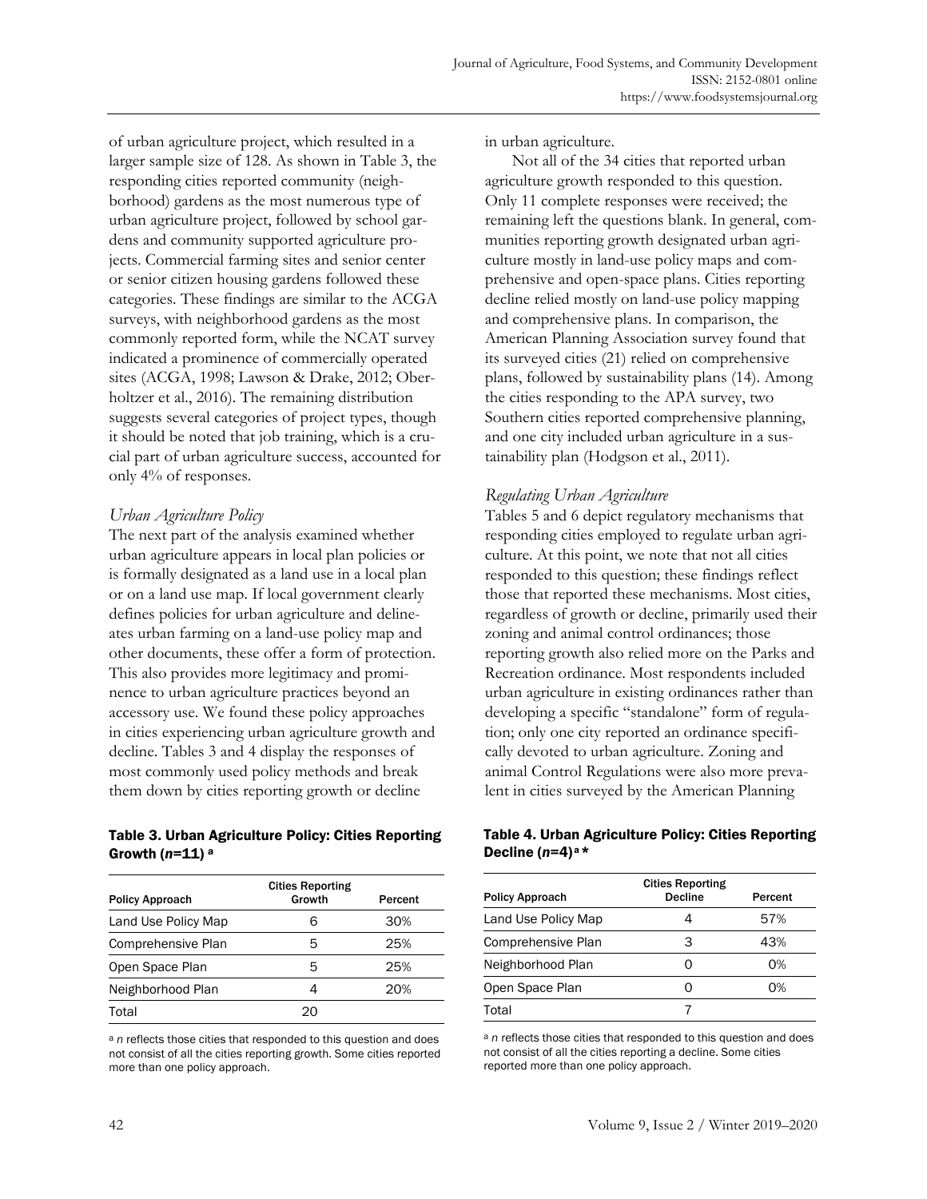of urban agriculture project, which resulted in a larger sample size of 128. As shown in Table 3, the responding cities reported community (neighborhood) gardens as the most numerous type of urban agriculture project, followed by school gardens and community supported agriculture projects. Commercial farming sites and senior center or senior citizen housing gardens followed these categories. These findings are similar to the ACGA surveys, with neighborhood gardens as the most commonly reported form, while the NCAT survey indicated a prominence of commercially operated sites (ACGA, 1998; Lawson & Drake, 2012; Oberholtzer et al., 2016). The remaining distribution suggests several categories of project types, though it should be noted that job training, which is a crucial part of urban agriculture success, accounted for only 4% of responses.

### *Urban Agriculture Policy*

The next part of the analysis examined whether urban agriculture appears in local plan policies or is formally designated as a land use in a local plan or on a land use map. If local government clearly defines policies for urban agriculture and delineates urban farming on a land-use policy map and other documents, these offer a form of protection. This also provides more legitimacy and prominence to urban agriculture practices beyond an accessory use. We found these policy approaches in cities experiencing urban agriculture growth and decline. Tables 3 and 4 display the responses of most commonly used policy methods and break them down by cities reporting growth or decline in urban agriculture.

Not all of the 34 cities that reported urban agriculture growth responded to this question. Only 11 complete responses were received; the remaining left the questions blank. In general, communities reporting growth designated urban agriculture mostly in land-use policy maps and comprehensive and open-space plans. Cities reporting decline relied mostly on land-use policy mapping and comprehensive plans. In comparison, the American Planning Association survey found that its surveyed cities (21) relied on comprehensive plans, followed by sustainability plans (14). Among the cities responding to the APA survey, two Southern cities reported comprehensive planning, and one city included urban agriculture in a sustainability plan (Hodgson et al., 2011).

**Table 3. Urban Agriculture Policy: Cities Reporting Growth (*n*=11) [a]**

| Policy Approach | Cities Reporting Growth | Percent |
|---|---|---|
| Land Use Policy Map | 6 | 30% |
| Comprehensive Plan | 5 | 25% |
| Open Space Plan | 5 | 25% |
| Neighborhood Plan | 4 | 20% |
| Total | 20 | |

[a] *n* reflects those cities that responded to this question and does not consist of all the cities reporting growth. Some cities reported more than one policy approach.

**Table 4. Urban Agriculture Policy: Cities Reporting Decline (*n*=4) [a] ***

| Policy Approach | Cities Reporting Decline | Percent |
|---|---|---|
| Land Use Policy Map | 4 | 57% |
| Comprehensive Plan | 3 | 43% |
| Neighborhood Plan | 0 | 0% |
| Open Space Plan | 0 | 0% |
| Total | 7 | |

[a] *n* reflects those cities that responded to this question and does not consist of all the cities reporting a decline. Some cities reported more than one policy approach.

### *Regulating Urban Agriculture*

Tables 5 and 6 depict regulatory mechanisms that responding cities employed to regulate urban agriculture. At this point, we note that not all cities responded to this question; these findings reflect those that reported these mechanisms. Most cities, regardless of growth or decline, primarily used their zoning and animal control ordinances; those reporting growth also relied more on the Parks and Recreation ordinance. Most respondents included urban agriculture in existing ordinances rather than developing a specific "standalone" form of regulation; only one city reported an ordinance specifically devoted to urban agriculture. Zoning and animal Control Regulations were also more prevalent in cities surveyed by the American Planning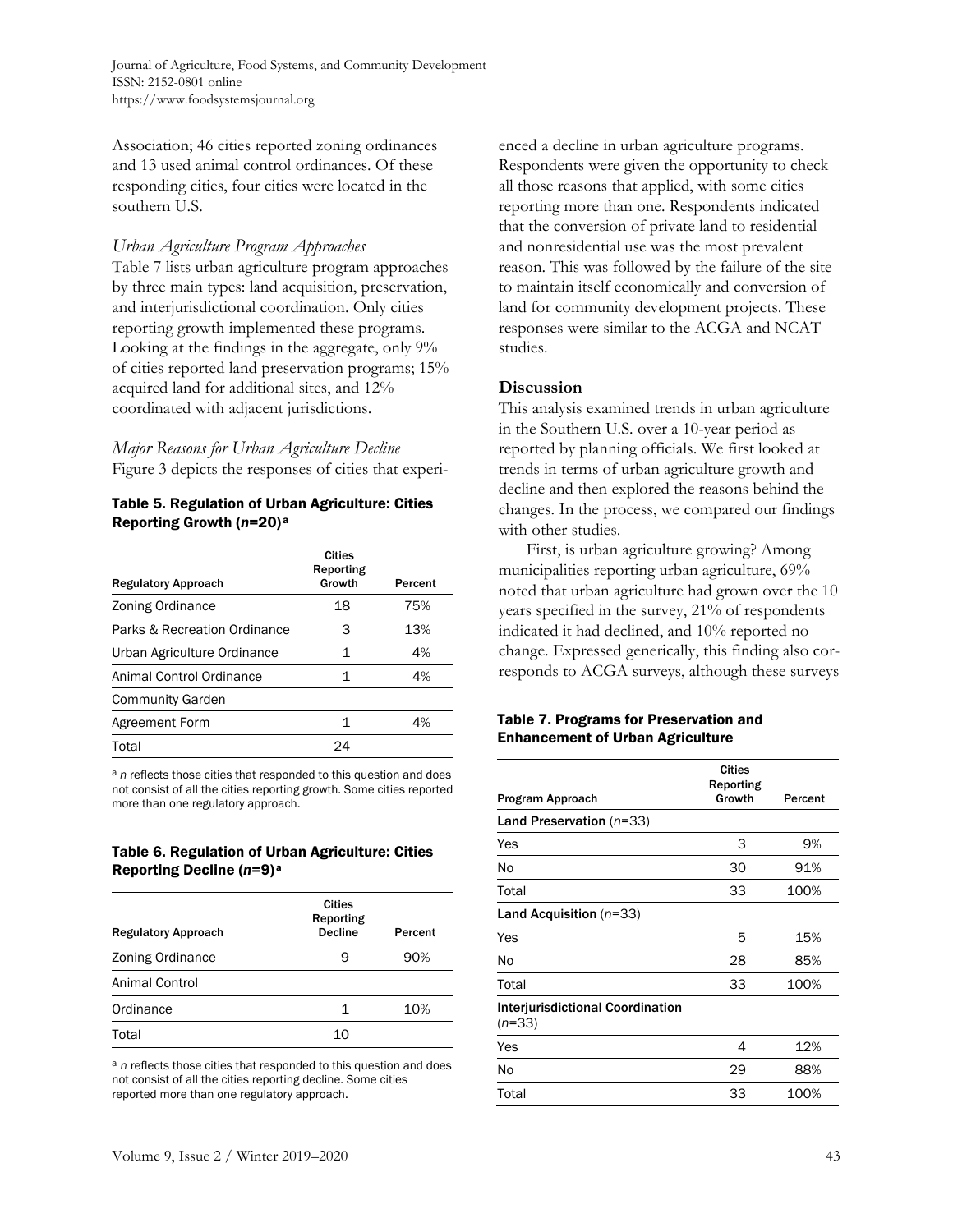Association; 46 cities reported zoning ordinances and 13 used animal control ordinances. Of these responding cities, four cities were located in the southern U.S.

*Urban Agriculture Program Approaches*

Table 7 lists urban agriculture program approaches by three main types: land acquisition, preservation, and interjurisdictional coordination. Only cities reporting growth implemented these programs. Looking at the findings in the aggregate, only 9% of cities reported land preservation programs; 15% acquired land for additional sites, and 12% coordinated with adjacent jurisdictions.

*Major Reasons for Urban Agriculture Decline*

Figure 3 depicts the responses of cities that experienced a decline in urban agriculture programs. Respondents were given the opportunity to check all those reasons that applied, with some cities reporting more than one. Respondents indicated that the conversion of private land to residential and nonresidential use was the most prevalent reason. This was followed by the failure of the site to maintain itself economically and conversion of land for community development projects. These responses were similar to the ACGA and NCAT studies.

**Table 5. Regulation of Urban Agriculture: Cities Reporting Growth (*n*=20)[a]**

| Regulatory Approach | Cities Reporting Growth | Percent |
|---|---|---|
| Zoning Ordinance | 18 | 75% |
| Parks & Recreation Ordinance | 3 | 13% |
| Urban Agriculture Ordinance | 1 | 4% |
| Animal Control Ordinance | 1 | 4% |
| Community Garden | | |
| Agreement Form | 1 | 4% |
| Total | 24 | |

[a] *n* reflects those cities that responded to this question and does not consist of all the cities reporting growth. Some cities reported more than one regulatory approach.

**Table 6. Regulation of Urban Agriculture: Cities Reporting Decline (*n*=9)[a]**

| Regulatory Approach | Cities Reporting Decline | Percent |
|---|---|---|
| Zoning Ordinance | 9 | 90% |
| Animal Control | | |
| Ordinance | 1 | 10% |
| Total | 10 | |

[a] *n* reflects those cities that responded to this question and does not consist of all the cities reporting decline. Some cities reported more than one regulatory approach.

## Discussion

This analysis examined trends in urban agriculture in the Southern U.S. over a 10-year period as reported by planning officials. We first looked at trends in terms of urban agriculture growth and decline and then explored the reasons behind the changes. In the process, we compared our findings with other studies.

First, is urban agriculture growing? Among municipalities reporting urban agriculture, 69% noted that urban agriculture had grown over the 10 years specified in the survey, 21% of respondents indicated it had declined, and 10% reported no change. Expressed generically, this finding also corresponds to ACGA surveys, although these surveys

**Table 7. Programs for Preservation and Enhancement of Urban Agriculture**

| Program Approach | Cities Reporting Growth | Percent |
|---|---|---|
| **Land Preservation** (*n*=33) | | |
| Yes | 3 | 9% |
| No | 30 | 91% |
| Total | 33 | 100% |
| **Land Acquisition** (*n*=33) | | |
| Yes | 5 | 15% |
| No | 28 | 85% |
| Total | 33 | 100% |
| **Interjurisdictional Coordination** (*n*=33) | | |
| Yes | 4 | 12% |
| No | 29 | 88% |
| Total | 33 | 100% |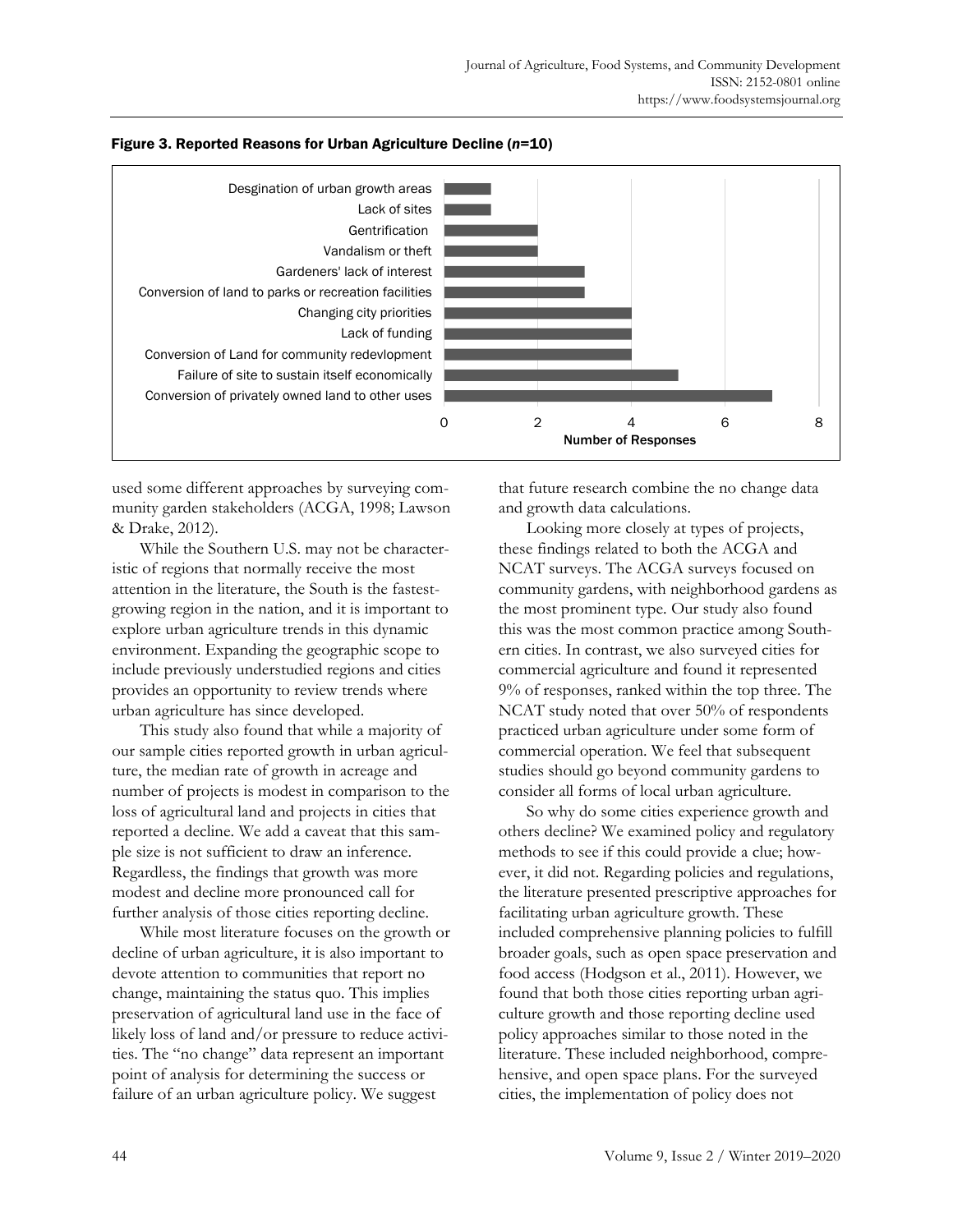**Figure 3. Reported Reasons for Urban Agriculture Decline (*n*=10)**

| Reason | Number of Responses |
| --- | --- |
| Desgination of urban growth areas | 1 |
| Lack of sites | 1 |
| Gentrification | 2 |
| Vandalism or theft | 2 |
| Gardeners' lack of interest | 3 |
| Conversion of land to parks or recreation facilities | 3 |
| Changing city priorities | 4 |
| Lack of funding | 4 |
| Conversion of Land for community redevlopment | 4 |
| Failure of site to sustain itself economically | 5 |
| Conversion of privately owned land to other uses | 7 |

used some different approaches by surveying community garden stakeholders (ACGA, 1998; Lawson & Drake, 2012).

While the Southern U.S. may not be characteristic of regions that normally receive the most attention in the literature, the South is the fastest-growing region in the nation, and it is important to explore urban agriculture trends in this dynamic environment. Expanding the geographic scope to include previously understudied regions and cities provides an opportunity to review trends where urban agriculture has since developed.

This study also found that while a majority of our sample cities reported growth in urban agriculture, the median rate of growth in acreage and number of projects is modest in comparison to the loss of agricultural land and projects in cities that reported a decline. We add a caveat that this sample size is not sufficient to draw an inference. Regardless, the findings that growth was more modest and decline more pronounced call for further analysis of those cities reporting decline.

While most literature focuses on the growth or decline of urban agriculture, it is also important to devote attention to communities that report no change, maintaining the status quo. This implies preservation of agricultural land use in the face of likely loss of land and/or pressure to reduce activities. The "no change" data represent an important point of analysis for determining the success or failure of an urban agriculture policy. We suggest that future research combine the no change data and growth data calculations.

Looking more closely at types of projects, these findings related to both the ACGA and NCAT surveys. The ACGA surveys focused on community gardens, with neighborhood gardens as the most prominent type. Our study also found this was the most common practice among Southern cities. In contrast, we also surveyed cities for commercial agriculture and found it represented 9% of responses, ranked within the top three. The NCAT study noted that over 50% of respondents practiced urban agriculture under some form of commercial operation. We feel that subsequent studies should go beyond community gardens to consider all forms of local urban agriculture.

So why do some cities experience growth and others decline? We examined policy and regulatory methods to see if this could provide a clue; however, it did not. Regarding policies and regulations, the literature presented prescriptive approaches for facilitating urban agriculture growth. These included comprehensive planning policies to fulfill broader goals, such as open space preservation and food access (Hodgson et al., 2011). However, we found that both those cities reporting urban agriculture growth and those reporting decline used policy approaches similar to those noted in the literature. These included neighborhood, comprehensive, and open space plans. For the surveyed cities, the implementation of policy does not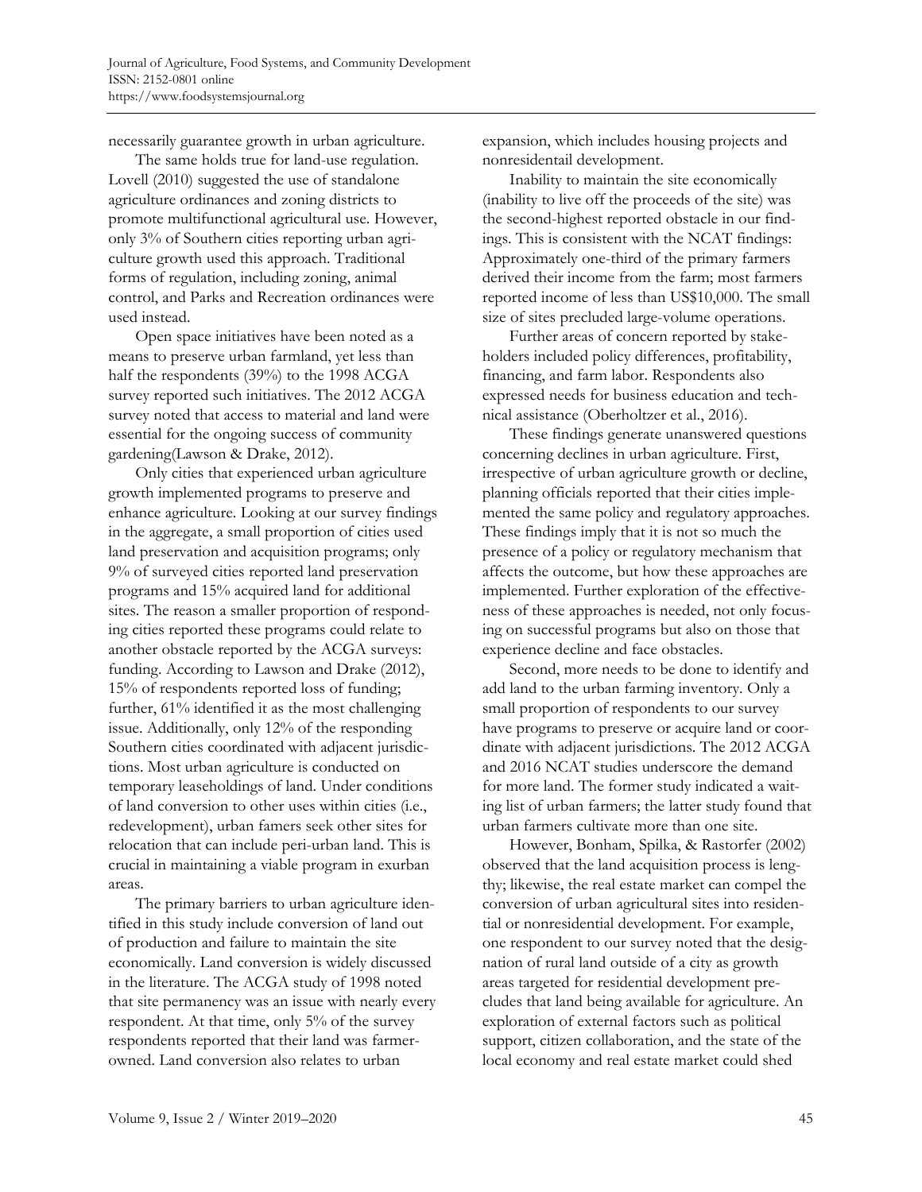necessarily guarantee growth in urban agriculture.

The same holds true for land-use regulation. Lovell (2010) suggested the use of standalone agriculture ordinances and zoning districts to promote multifunctional agricultural use. However, only 3% of Southern cities reporting urban agriculture growth used this approach. Traditional forms of regulation, including zoning, animal control, and Parks and Recreation ordinances were used instead.

Open space initiatives have been noted as a means to preserve urban farmland, yet less than half the respondents (39%) to the 1998 ACGA survey reported such initiatives. The 2012 ACGA survey noted that access to material and land were essential for the ongoing success of community gardening(Lawson & Drake, 2012).

Only cities that experienced urban agriculture growth implemented programs to preserve and enhance agriculture. Looking at our survey findings in the aggregate, a small proportion of cities used land preservation and acquisition programs; only 9% of surveyed cities reported land preservation programs and 15% acquired land for additional sites. The reason a smaller proportion of responding cities reported these programs could relate to another obstacle reported by the ACGA surveys: funding. According to Lawson and Drake (2012), 15% of respondents reported loss of funding; further, 61% identified it as the most challenging issue. Additionally, only 12% of the responding Southern cities coordinated with adjacent jurisdictions. Most urban agriculture is conducted on temporary leaseholdings of land. Under conditions of land conversion to other uses within cities (i.e., redevelopment), urban famers seek other sites for relocation that can include peri-urban land. This is crucial in maintaining a viable program in exurban areas.

The primary barriers to urban agriculture identified in this study include conversion of land out of production and failure to maintain the site economically. Land conversion is widely discussed in the literature. The ACGA study of 1998 noted that site permanency was an issue with nearly every respondent. At that time, only 5% of the survey respondents reported that their land was farmer-owned. Land conversion also relates to urban expansion, which includes housing projects and nonresidentail development.

Inability to maintain the site economically (inability to live off the proceeds of the site) was the second-highest reported obstacle in our findings. This is consistent with the NCAT findings: Approximately one-third of the primary farmers derived their income from the farm; most farmers reported income of less than US$10,000. The small size of sites precluded large-volume operations.

Further areas of concern reported by stakeholders included policy differences, profitability, financing, and farm labor. Respondents also expressed needs for business education and technical assistance (Oberholtzer et al., 2016).

These findings generate unanswered questions concerning declines in urban agriculture. First, irrespective of urban agriculture growth or decline, planning officials reported that their cities implemented the same policy and regulatory approaches. These findings imply that it is not so much the presence of a policy or regulatory mechanism that affects the outcome, but how these approaches are implemented. Further exploration of the effectiveness of these approaches is needed, not only focusing on successful programs but also on those that experience decline and face obstacles.

Second, more needs to be done to identify and add land to the urban farming inventory. Only a small proportion of respondents to our survey have programs to preserve or acquire land or coordinate with adjacent jurisdictions. The 2012 ACGA and 2016 NCAT studies underscore the demand for more land. The former study indicated a waiting list of urban farmers; the latter study found that urban farmers cultivate more than one site.

However, Bonham, Spilka, & Rastorfer (2002) observed that the land acquisition process is lengthy; likewise, the real estate market can compel the conversion of urban agricultural sites into residential or nonresidential development. For example, one respondent to our survey noted that the designation of rural land outside of a city as growth areas targeted for residential development precludes that land being available for agriculture. An exploration of external factors such as political support, citizen collaboration, and the state of the local economy and real estate market could shed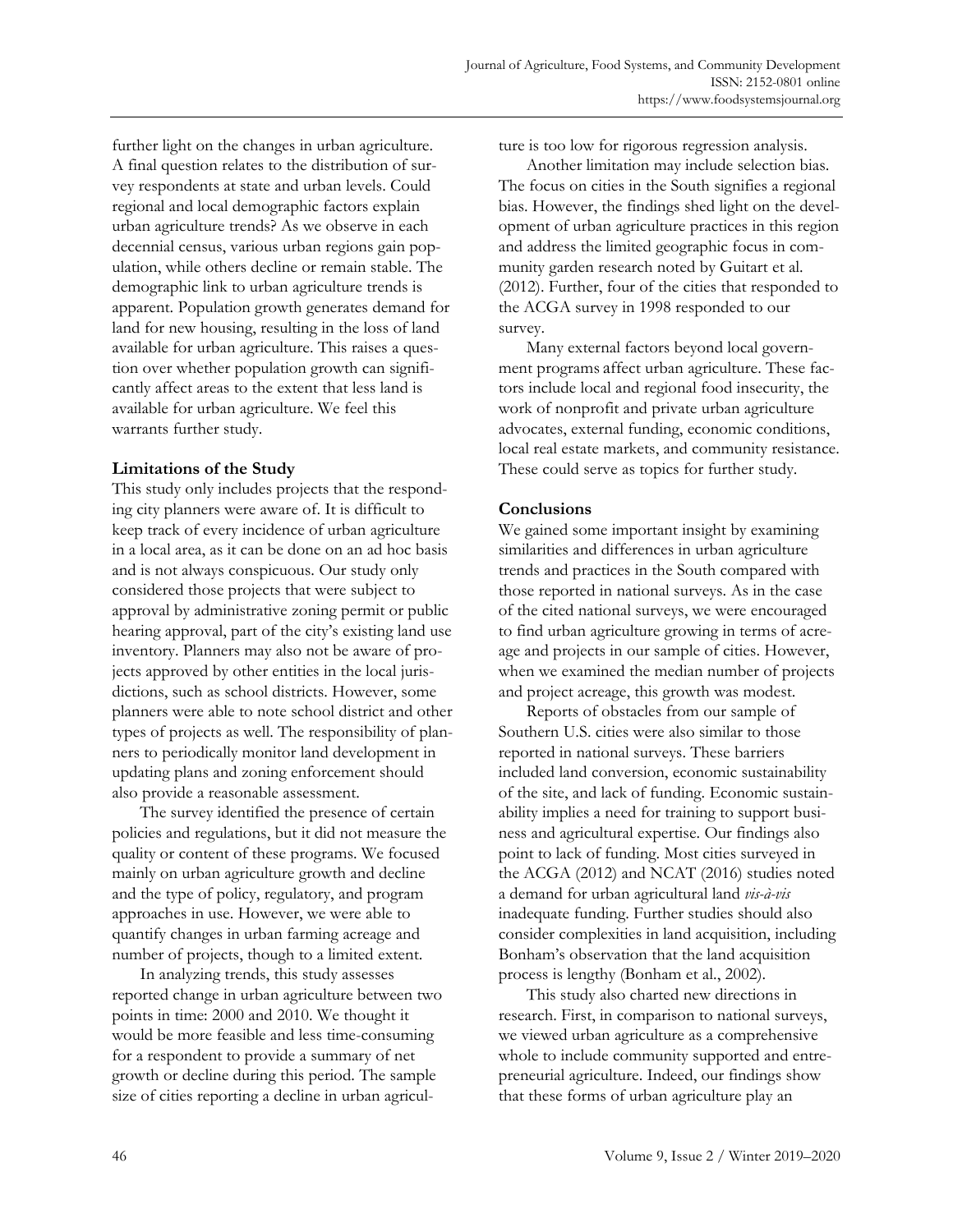further light on the changes in urban agriculture. A final question relates to the distribution of survey respondents at state and urban levels. Could regional and local demographic factors explain urban agriculture trends? As we observe in each decennial census, various urban regions gain population, while others decline or remain stable. The demographic link to urban agriculture trends is apparent. Population growth generates demand for land for new housing, resulting in the loss of land available for urban agriculture. This raises a question over whether population growth can significantly affect areas to the extent that less land is available for urban agriculture. We feel this warrants further study.

### Limitations of the Study

This study only includes projects that the responding city planners were aware of. It is difficult to keep track of every incidence of urban agriculture in a local area, as it can be done on an ad hoc basis and is not always conspicuous. Our study only considered those projects that were subject to approval by administrative zoning permit or public hearing approval, part of the city's existing land use inventory. Planners may also not be aware of projects approved by other entities in the local jurisdictions, such as school districts. However, some planners were able to note school district and other types of projects as well. The responsibility of planners to periodically monitor land development in updating plans and zoning enforcement should also provide a reasonable assessment.

The survey identified the presence of certain policies and regulations, but it did not measure the quality or content of these programs. We focused mainly on urban agriculture growth and decline and the type of policy, regulatory, and program approaches in use. However, we were able to quantify changes in urban farming acreage and number of projects, though to a limited extent.

In analyzing trends, this study assesses reported change in urban agriculture between two points in time: 2000 and 2010. We thought it would be more feasible and less time-consuming for a respondent to provide a summary of net growth or decline during this period. The sample size of cities reporting a decline in urban agriculture is too low for rigorous regression analysis.

Another limitation may include selection bias. The focus on cities in the South signifies a regional bias. However, the findings shed light on the development of urban agriculture practices in this region and address the limited geographic focus in community garden research noted by Guitart et al. (2012). Further, four of the cities that responded to the ACGA survey in 1998 responded to our survey.

Many external factors beyond local government programs affect urban agriculture. These factors include local and regional food insecurity, the work of nonprofit and private urban agriculture advocates, external funding, economic conditions, local real estate markets, and community resistance. These could serve as topics for further study.

### Conclusions

We gained some important insight by examining similarities and differences in urban agriculture trends and practices in the South compared with those reported in national surveys. As in the case of the cited national surveys, we were encouraged to find urban agriculture growing in terms of acreage and projects in our sample of cities. However, when we examined the median number of projects and project acreage, this growth was modest.

Reports of obstacles from our sample of Southern U.S. cities were also similar to those reported in national surveys. These barriers included land conversion, economic sustainability of the site, and lack of funding. Economic sustainability implies a need for training to support business and agricultural expertise. Our findings also point to lack of funding. Most cities surveyed in the ACGA (2012) and NCAT (2016) studies noted a demand for urban agricultural land *vis-à-vis* inadequate funding. Further studies should also consider complexities in land acquisition, including Bonham's observation that the land acquisition process is lengthy (Bonham et al., 2002).

This study also charted new directions in research. First, in comparison to national surveys, we viewed urban agriculture as a comprehensive whole to include community supported and entrepreneurial agriculture. Indeed, our findings show that these forms of urban agriculture play an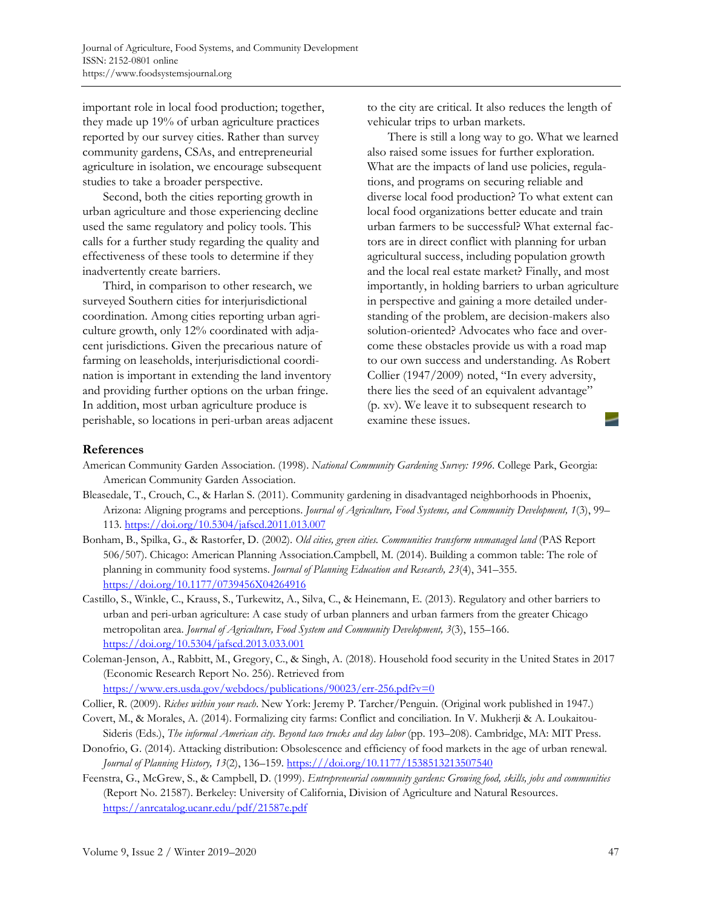important role in local food production; together, they made up 19% of urban agriculture practices reported by our survey cities. Rather than survey community gardens, CSAs, and entrepreneurial agriculture in isolation, we encourage subsequent studies to take a broader perspective.

Second, both the cities reporting growth in urban agriculture and those experiencing decline used the same regulatory and policy tools. This calls for a further study regarding the quality and effectiveness of these tools to determine if they inadvertently create barriers.

Third, in comparison to other research, we surveyed Southern cities for interjurisdictional coordination. Among cities reporting urban agriculture growth, only 12% coordinated with adjacent jurisdictions. Given the precarious nature of farming on leaseholds, interjurisdictional coordination is important in extending the land inventory and providing further options on the urban fringe. In addition, most urban agriculture produce is perishable, so locations in peri-urban areas adjacent to the city are critical. It also reduces the length of vehicular trips to urban markets.

There is still a long way to go. What we learned also raised some issues for further exploration. What are the impacts of land use policies, regulations, and programs on securing reliable and diverse local food production? To what extent can local food organizations better educate and train urban farmers to be successful? What external factors are in direct conflict with planning for urban agricultural success, including population growth and the local real estate market? Finally, and most importantly, in holding barriers to urban agriculture in perspective and gaining a more detailed understanding of the problem, are decision-makers also solution-oriented? Advocates who face and overcome these obstacles provide us with a road map to our own success and understanding. As Robert Collier (1947/2009) noted, "In every adversity, there lies the seed of an equivalent advantage" (p. xv). We leave it to subsequent research to examine these issues.

## References

American Community Garden Association. (1998). *National Community Gardening Survey: 1996*. College Park, Georgia: American Community Garden Association.

Bleasedale, T., Crouch, C., & Harlan S. (2011). Community gardening in disadvantaged neighborhoods in Phoenix, Arizona: Aligning programs and perceptions. *Journal of Agriculture, Food Systems, and Community Development, 1*(3), 99–113. https://doi.org/10.5304/jafscd.2011.013.007

Bonham, B., Spilka, G., & Rastorfer, D. (2002). *Old cities, green cities. Communities transform unmanaged land* (PAS Report 506/507). Chicago: American Planning Association.Campbell, M. (2014). Building a common table: The role of planning in community food systems. *Journal of Planning Education and Research, 23*(4), 341–355. https://doi.org/10.1177/0739456X04264916

Castillo, S., Winkle, C., Krauss, S., Turkewitz, A., Silva, C., & Heinemann, E. (2013). Regulatory and other barriers to urban and peri-urban agriculture: A case study of urban planners and urban farmers from the greater Chicago metropolitan area. *Journal of Agriculture, Food System and Community Development, 3*(3), 155–166. https://doi.org/10.5304/jafscd.2013.033.001

Coleman-Jenson, A., Rabbitt, M., Gregory, C., & Singh, A. (2018). Household food security in the United States in 2017 (Economic Research Report No. 256). Retrieved from https://www.ers.usda.gov/webdocs/publications/90023/err-256.pdf?v=0

Collier, R. (2009). *Riches within your reach*. New York: Jeremy P. Tarcher/Penguin. (Original work published in 1947.)

Covert, M., & Morales, A. (2014). Formalizing city farms: Conflict and conciliation. In V. Mukherji & A. Loukaitou-Sideris (Eds.), *The informal American city. Beyond taco trucks and day labor* (pp. 193–208). Cambridge, MA: MIT Press.

Donofrio, G. (2014). Attacking distribution: Obsolescence and efficiency of food markets in the age of urban renewal. *Journal of Planning History, 13*(2), 136–159. https:///doi.org/10.1177/1538513213507540

Feenstra, G., McGrew, S., & Campbell, D. (1999). *Entrepreneurial community gardens: Growing food, skills, jobs and communities* (Report No. 21587). Berkeley: University of California, Division of Agriculture and Natural Resources. https://anrcatalog.ucanr.edu/pdf/21587e.pdf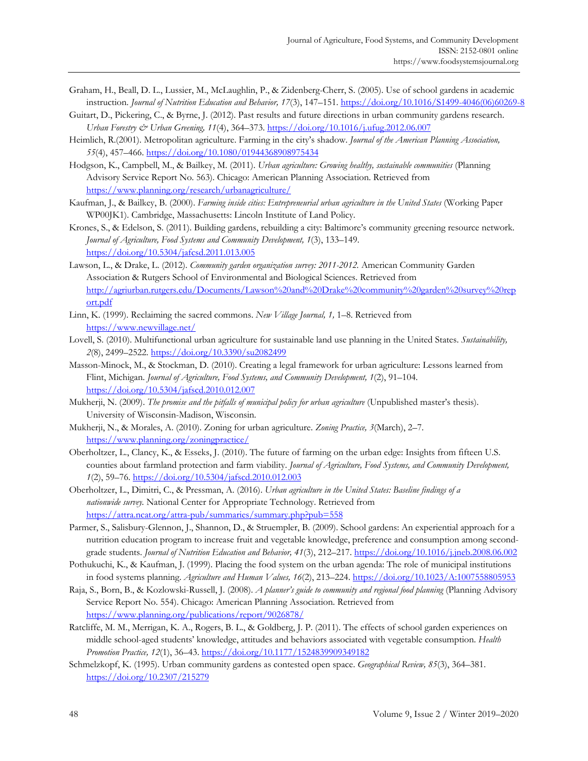Graham, H., Beall, D. L., Lussier, M., McLaughlin, P., & Zidenberg-Cherr, S. (2005). Use of school gardens in academic instruction. *Journal of Nutrition Education and Behavior, 17*(3), 147–151. https://doi.org/10.1016/S1499-4046(06)60269-8

Guitart, D., Pickering, C., & Byrne, J. (2012). Past results and future directions in urban community gardens research. *Urban Forestry & Urban Greening, 11*(4), 364–373. https://doi.org/10.1016/j.ufug.2012.06.007

Heimlich, R.(2001). Metropolitan agriculture. Farming in the city's shadow. *Journal of the American Planning Association, 55*(4), 457–466. https://doi.org/10.1080/01944368908975434

Hodgson, K., Campbell, M., & Bailkey, M. (2011). *Urban agriculture: Growing healthy, sustainable communities* (Planning Advisory Service Report No. 563). Chicago: American Planning Association. Retrieved from https://www.planning.org/research/urbanagriculture/

Kaufman, J., & Bailkey, B. (2000). *Farming inside cities: Entrepreneurial urban agriculture in the United States* (Working Paper WP00JK1). Cambridge, Massachusetts: Lincoln Institute of Land Policy.

Krones, S., & Edelson, S. (2011). Building gardens, rebuilding a city: Baltimore's community greening resource network. *Journal of Agriculture, Food Systems and Community Development, 1*(3), 133–149. https://doi.org/10.5304/jafscd.2011.013.005

Lawson, L., & Drake, L. (2012). *Community garden organization survey: 2011-2012.* American Community Garden Association & Rutgers School of Environmental and Biological Sciences. Retrieved from http://agriurban.rutgers.edu/Documents/Lawson%20and%20Drake%20community%20garden%20survey%20report.pdf

Linn, K. (1999). Reclaiming the sacred commons. *New Village Journal, 1,* 1–8. Retrieved from https://www.newvillage.net/

Lovell, S. (2010). Multifunctional urban agriculture for sustainable land use planning in the United States. *Sustainability, 2*(8), 2499–2522. https://doi.org/10.3390/su2082499

Masson-Minock, M., & Stockman, D. (2010). Creating a legal framework for urban agriculture: Lessons learned from Flint, Michigan. *Journal of Agriculture, Food Systems, and Community Development, 1*(2), 91–104. https://doi.org/10.5304/jafscd.2010.012.007

Mukherji, N. (2009). *The promise and the pitfalls of municipal policy for urban agriculture* (Unpublished master's thesis). University of Wisconsin-Madison, Wisconsin.

Mukherji, N., & Morales, A. (2010). Zoning for urban agriculture. *Zoning Practice, 3*(March), 2–7. https://www.planning.org/zoningpractice/

Oberholtzer, L., Clancy, K., & Esseks, J. (2010). The future of farming on the urban edge: Insights from fifteen U.S. counties about farmland protection and farm viability. *Journal of Agriculture, Food Systems, and Community Development, 1*(2), 59–76. https://doi.org/10.5304/jafscd.2010.012.003

Oberholtzer, L., Dimitri, C., & Pressman, A. (2016). *Urban agriculture in the United States: Baseline findings of a nationwide survey.* National Center for Appropriate Technology. Retrieved from https://attra.ncat.org/attra-pub/summaries/summary.php?pub=558

Parmer, S., Salisbury-Glennon, J., Shannon, D., & Struempler, B. (2009). School gardens: An experiential approach for a nutrition education program to increase fruit and vegetable knowledge, preference and consumption among second-grade students. *Journal of Nutrition Education and Behavior, 41*(3), 212–217. https://doi.org/10.1016/j.jneb.2008.06.002

Pothukuchi, K., & Kaufman, J. (1999). Placing the food system on the urban agenda: The role of municipal institutions in food systems planning. *Agriculture and Human Values, 16*(2), 213–224. https://doi.org/10.1023/A:1007558805953

Raja, S., Born, B., & Kozlowski-Russell, J. (2008). *A planner's guide to community and regional food planning* (Planning Advisory Service Report No. 554). Chicago: American Planning Association. Retrieved from https://www.planning.org/publications/report/9026878/

Ratcliffe, M. M., Merrigan, K. A., Rogers, B. L., & Goldberg, J. P. (2011). The effects of school garden experiences on middle school-aged students' knowledge, attitudes and behaviors associated with vegetable consumption. *Health Promotion Practice, 12*(1), 36–43. https://doi.org/10.1177/1524839909349182

Schmelzkopf, K. (1995). Urban community gardens as contested open space. *Geographical Review, 85*(3), 364–381. https://doi.org/10.2307/215279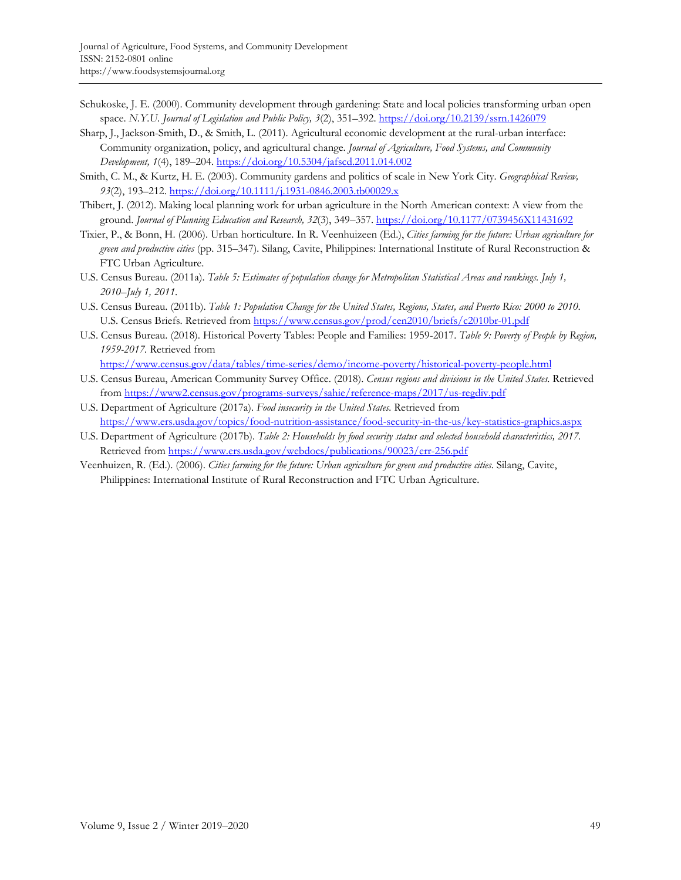Schukoske, J. E. (2000). Community development through gardening: State and local policies transforming urban open space. *N.Y.U. Journal of Legislation and Public Policy, 3*(2), 351–392. https://doi.org/10.2139/ssrn.1426079

Sharp, J., Jackson-Smith, D., & Smith, L. (2011). Agricultural economic development at the rural-urban interface: Community organization, policy, and agricultural change. *Journal of Agriculture, Food Systems, and Community Development, 1*(4), 189–204. https://doi.org/10.5304/jafscd.2011.014.002

Smith, C. M., & Kurtz, H. E. (2003). Community gardens and politics of scale in New York City. *Geographical Review, 93*(2), 193–212. https://doi.org/10.1111/j.1931-0846.2003.tb00029.x

Thibert, J. (2012). Making local planning work for urban agriculture in the North American context: A view from the ground. *Journal of Planning Education and Research, 32*(3), 349–357. https://doi.org/10.1177/0739456X11431692

Tixier, P., & Bonn, H. (2006). Urban horticulture. In R. Veenhuizeen (Ed.), *Cities farming for the future: Urban agriculture for green and productive cities* (pp. 315–347). Silang, Cavite, Philippines: International Institute of Rural Reconstruction & FTC Urban Agriculture.

U.S. Census Bureau. (2011a). *Table 5: Estimates of population change for Metropolitan Statistical Areas and rankings. July 1, 2010–July 1, 2011.*

U.S. Census Bureau. (2011b). *Table 1: Population Change for the United States, Regions, States, and Puerto Rico: 2000 to 2010.* U.S. Census Briefs. Retrieved from https://www.census.gov/prod/cen2010/briefs/c2010br-01.pdf

U.S. Census Bureau. (2018). Historical Poverty Tables: People and Families: 1959-2017. *Table 9: Poverty of People by Region, 1959-2017.* Retrieved from https://www.census.gov/data/tables/time-series/demo/income-poverty/historical-poverty-people.html

U.S. Census Bureau, American Community Survey Office. (2018). *Census regions and divisions in the United States.* Retrieved from https://www2.census.gov/programs-surveys/sahie/reference-maps/2017/us-regdiv.pdf

U.S. Department of Agriculture (2017a). *Food insecurity in the United States.* Retrieved from https://www.ers.usda.gov/topics/food-nutrition-assistance/food-security-in-the-us/key-statistics-graphics.aspx

U.S. Department of Agriculture (2017b). *Table 2: Households by food security status and selected household characteristics, 2017.* Retrieved from https://www.ers.usda.gov/webdocs/publications/90023/err-256.pdf

Veenhuizen, R. (Ed.). (2006). *Cities farming for the future: Urban agriculture for green and productive cities.* Silang, Cavite, Philippines: International Institute of Rural Reconstruction and FTC Urban Agriculture.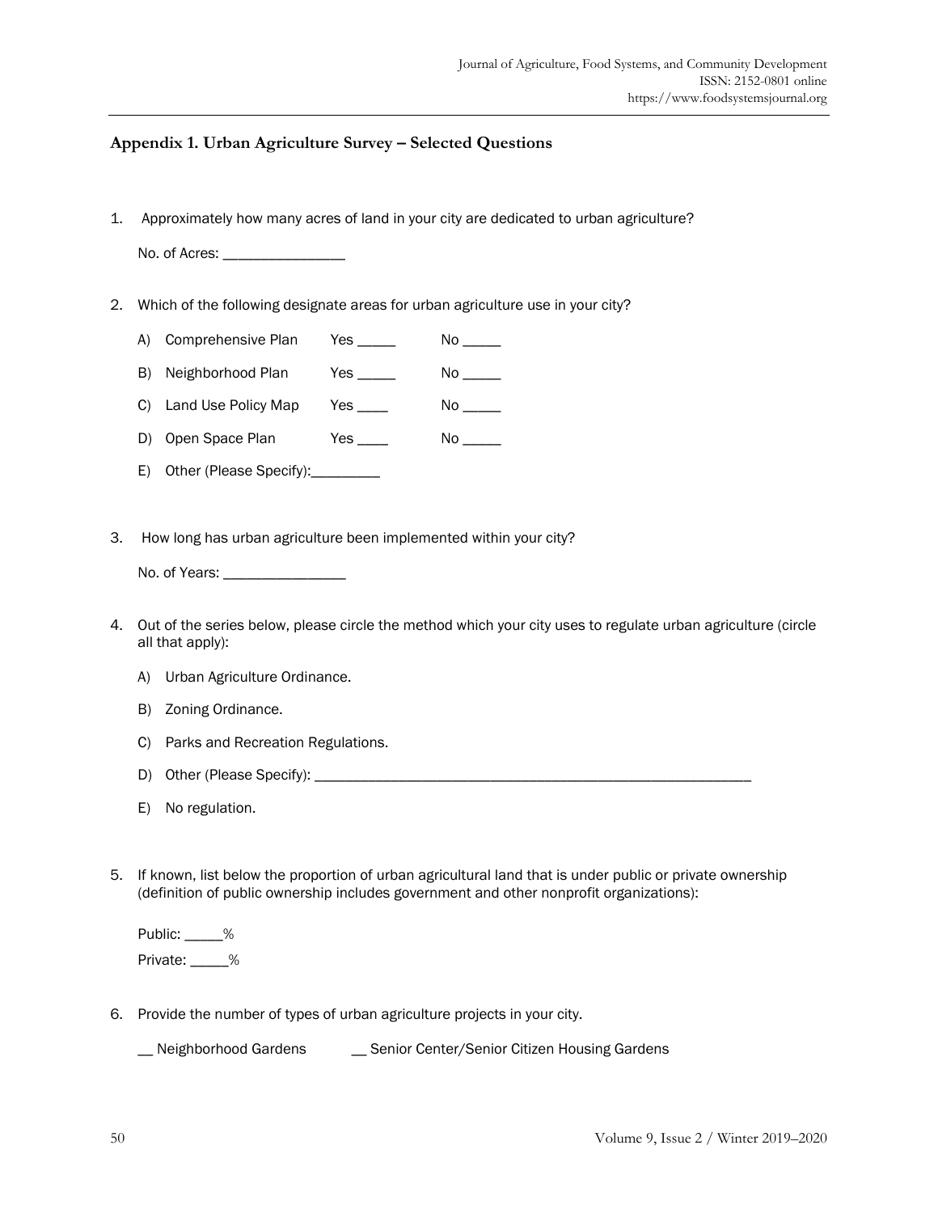## Appendix 1. Urban Agriculture Survey – Selected Questions

1. Approximately how many acres of land in your city are dedicated to urban agriculture?

   No. of Acres: ________________

2. Which of the following designate areas for urban agriculture use in your city?

   A) Comprehensive Plan Yes _____ No _____

   B) Neighborhood Plan Yes _____ No _____

   C) Land Use Policy Map Yes ____ No _____

   D) Open Space Plan Yes ____ No _____

   E) Other (Please Specify):_________

3. How long has urban agriculture been implemented within your city?

   No. of Years: ________________

4. Out of the series below, please circle the method which your city uses to regulate urban agriculture (circle all that apply):

   A) Urban Agriculture Ordinance.

   B) Zoning Ordinance.

   C) Parks and Recreation Regulations.

   D) Other (Please Specify): ___________________________________________________________

   E) No regulation.

5. If known, list below the proportion of urban agricultural land that is under public or private ownership (definition of public ownership includes government and other nonprofit organizations):

   Public: _____%

   Private: _____%

6. Provide the number of types of urban agriculture projects in your city.

   __ Neighborhood Gardens __ Senior Center/Senior Citizen Housing Gardens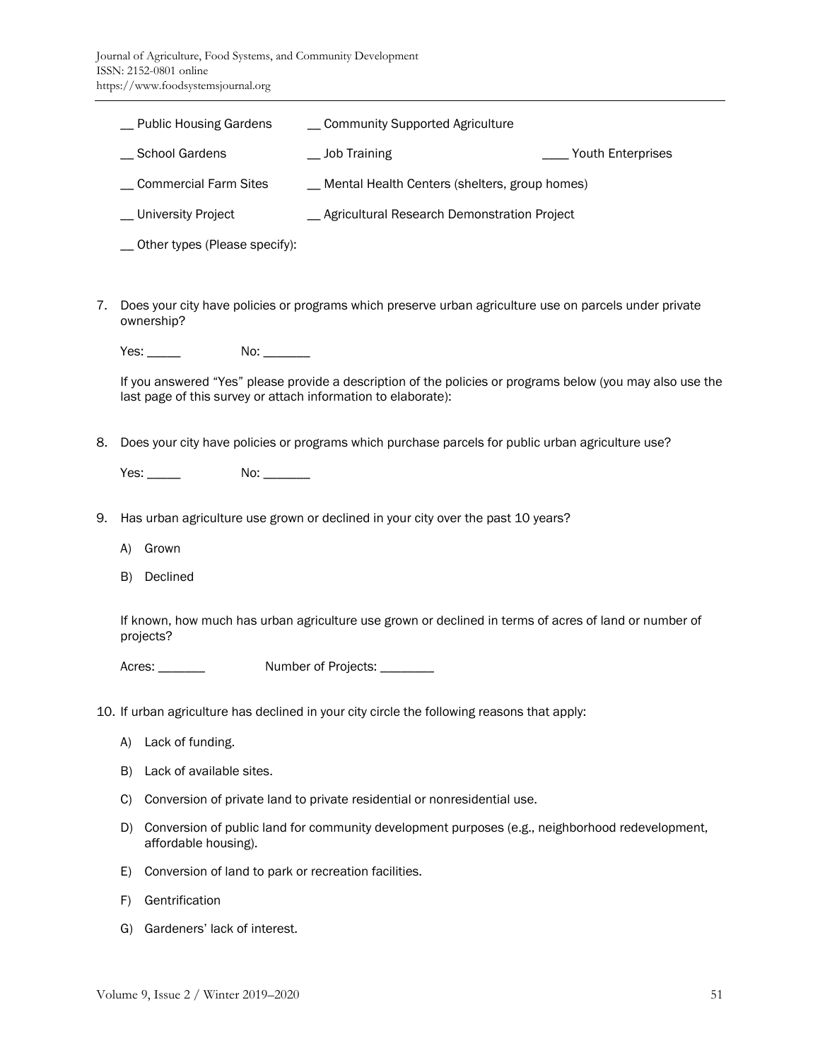__ Public Housing Gardens  __ Community Supported Agriculture

__ School Gardens  __ Job Training  ____ Youth Enterprises

__ Commercial Farm Sites  __ Mental Health Centers (shelters, group homes)

__ University Project  __ Agricultural Research Demonstration Project

__ Other types (Please specify):

7. Does your city have policies or programs which preserve urban agriculture use on parcels under private ownership?

   Yes: _____  No: _______

   If you answered "Yes" please provide a description of the policies or programs below (you may also use the last page of this survey or attach information to elaborate):

8. Does your city have policies or programs which purchase parcels for public urban agriculture use?

   Yes: _____  No: _______

9. Has urban agriculture use grown or declined in your city over the past 10 years?

   A) Grown

   B) Declined

   If known, how much has urban agriculture use grown or declined in terms of acres of land or number of projects?

   Acres: _______  Number of Projects: ________

10. If urban agriculture has declined in your city circle the following reasons that apply:

    A) Lack of funding.

    B) Lack of available sites.

    C) Conversion of private land to private residential or nonresidential use.

    D) Conversion of public land for community development purposes (e.g., neighborhood redevelopment, affordable housing).

    E) Conversion of land to park or recreation facilities.

    F) Gentrification

    G) Gardeners' lack of interest.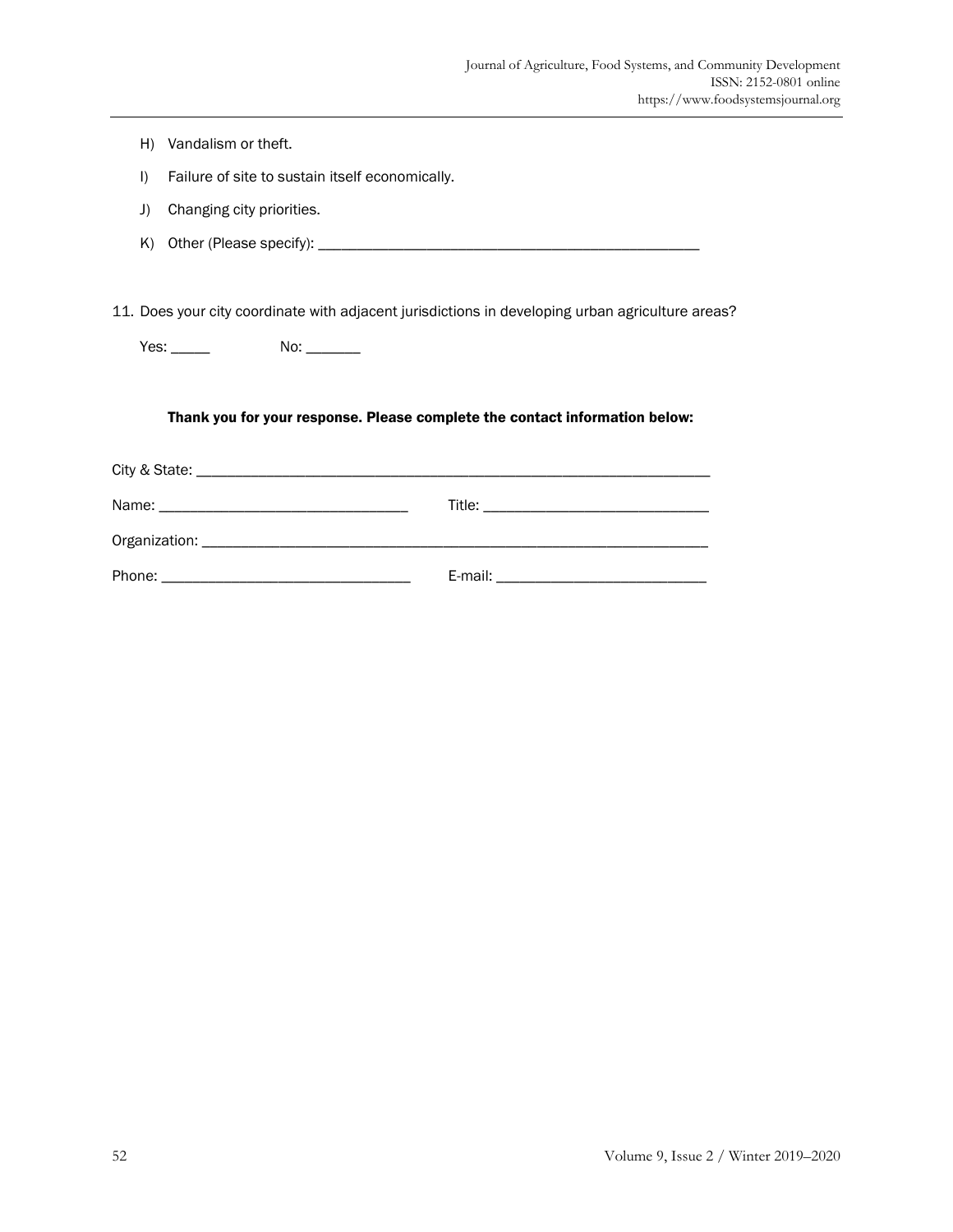H) Vandalism or theft.

I) Failure of site to sustain itself economically.

J) Changing city priorities.

K) Other (Please specify): ___________________________________________________

11. Does your city coordinate with adjacent jurisdictions in developing urban agriculture areas?

Yes: _____ No: _______

**Thank you for your response. Please complete the contact information below:**

City & State: _____________________________________________________________________

Name: ________________________________ Title: _____________________________

Organization: ______________________________________________________________________

Phone: ________________________________ E-mail: ___________________________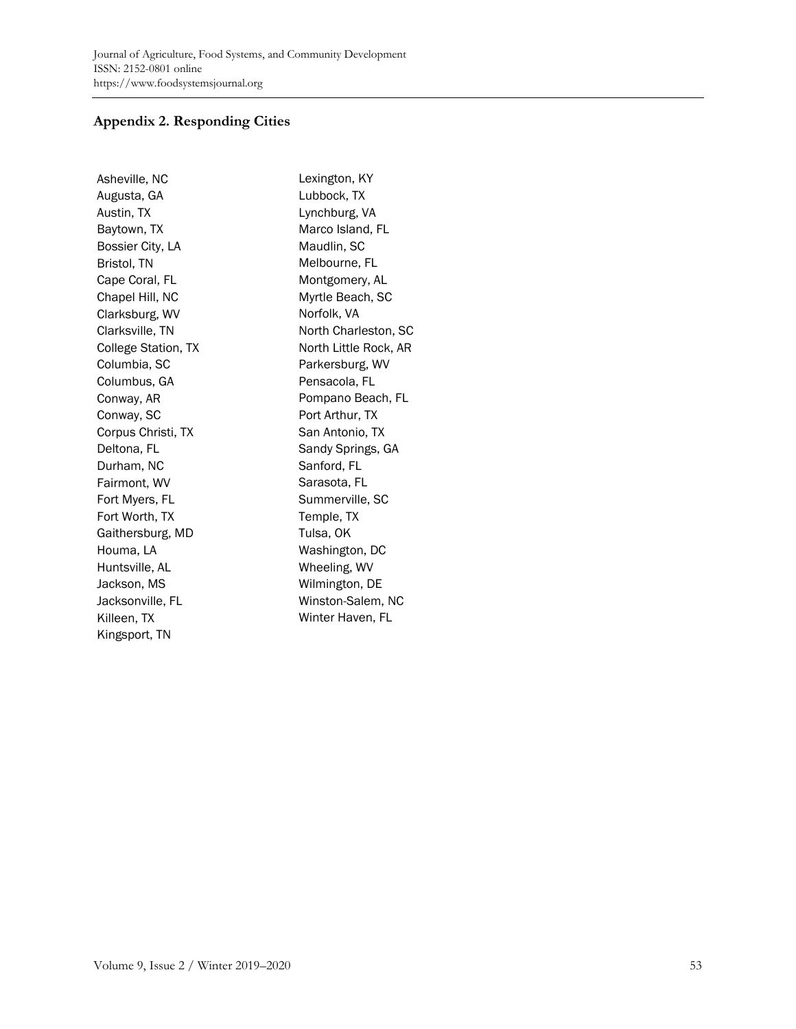## Appendix 2. Responding Cities

Asheville, NC
Augusta, GA
Austin, TX
Baytown, TX
Bossier City, LA
Bristol, TN
Cape Coral, FL
Chapel Hill, NC
Clarksburg, WV
Clarksville, TN
College Station, TX
Columbia, SC
Columbus, GA
Conway, AR
Conway, SC
Corpus Christi, TX
Deltona, FL
Durham, NC
Fairmont, WV
Fort Myers, FL
Fort Worth, TX
Gaithersburg, MD
Houma, LA
Huntsville, AL
Jackson, MS
Jacksonville, FL
Killeen, TX
Kingsport, TN
Lexington, KY
Lubbock, TX
Lynchburg, VA
Marco Island, FL
Maudlin, SC
Melbourne, FL
Montgomery, AL
Myrtle Beach, SC
Norfolk, VA
North Charleston, SC
North Little Rock, AR
Parkersburg, WV
Pensacola, FL
Pompano Beach, FL
Port Arthur, TX
San Antonio, TX
Sandy Springs, GA
Sanford, FL
Sarasota, FL
Summerville, SC
Temple, TX
Tulsa, OK
Washington, DC
Wheeling, WV
Wilmington, DE
Winston-Salem, NC
Winter Haven, FL